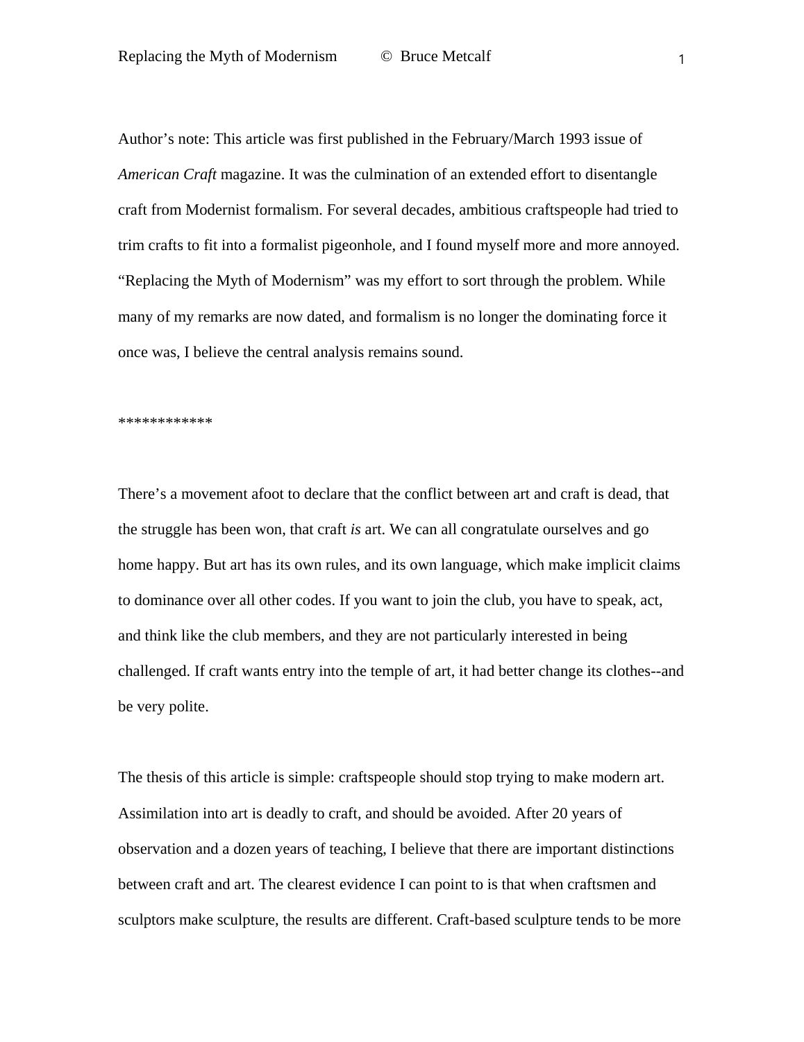Author's note: This article was first published in the February/March 1993 issue of *American Craft* magazine. It was the culmination of an extended effort to disentangle craft from Modernist formalism. For several decades, ambitious craftspeople had tried to trim crafts to fit into a formalist pigeonhole, and I found myself more and more annoyed. "Replacing the Myth of Modernism" was my effort to sort through the problem. While many of my remarks are now dated, and formalism is no longer the dominating force it once was, I believe the central analysis remains sound.

************

There's a movement afoot to declare that the conflict between art and craft is dead, that the struggle has been won, that craft *is* art. We can all congratulate ourselves and go home happy. But art has its own rules, and its own language, which make implicit claims to dominance over all other codes. If you want to join the club, you have to speak, act, and think like the club members, and they are not particularly interested in being challenged. If craft wants entry into the temple of art, it had better change its clothes--and be very polite.

The thesis of this article is simple: craftspeople should stop trying to make modern art. Assimilation into art is deadly to craft, and should be avoided. After 20 years of observation and a dozen years of teaching, I believe that there are important distinctions between craft and art. The clearest evidence I can point to is that when craftsmen and sculptors make sculpture, the results are different. Craft-based sculpture tends to be more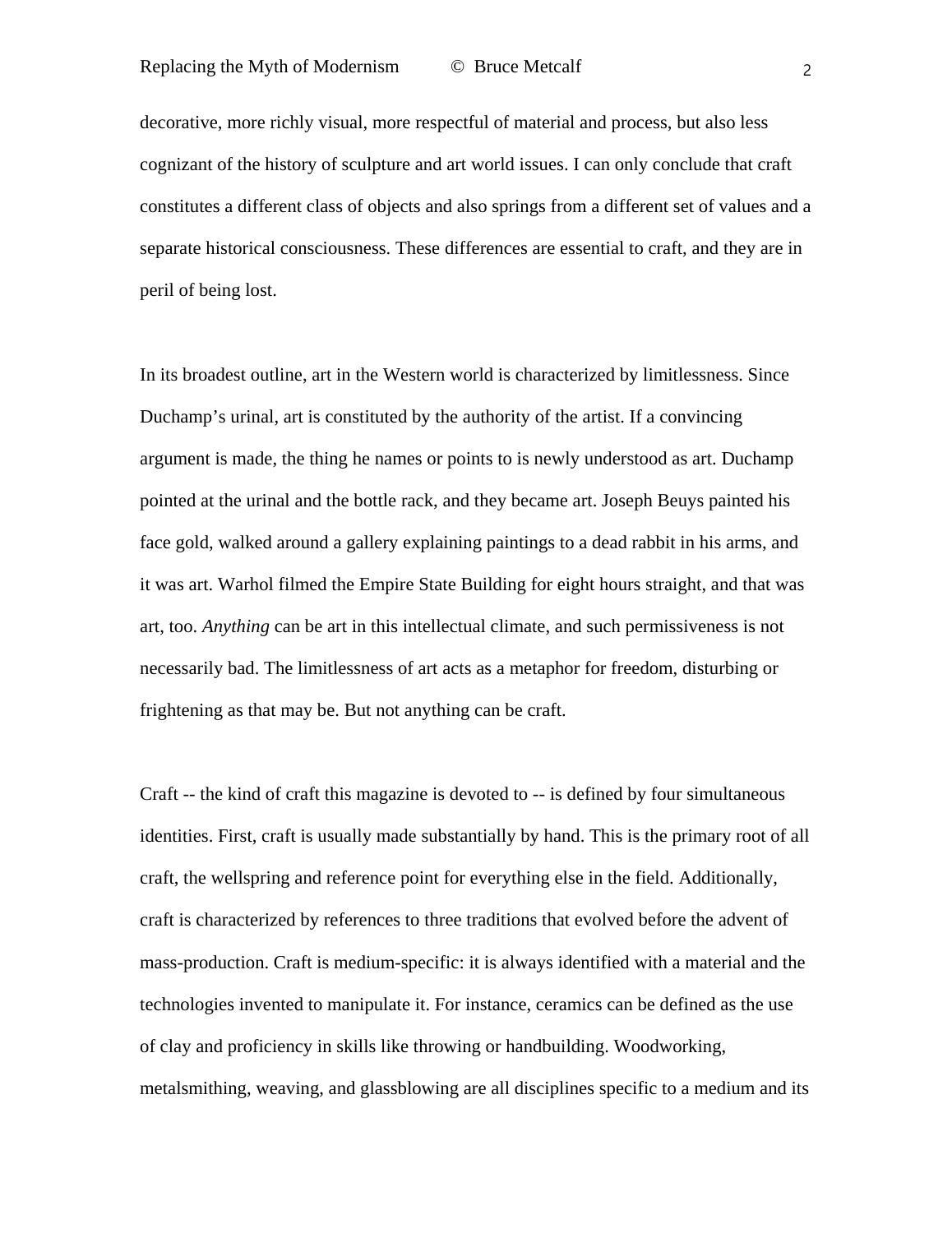decorative, more richly visual, more respectful of material and process, but also less cognizant of the history of sculpture and art world issues. I can only conclude that craft constitutes a different class of objects and also springs from a different set of values and a separate historical consciousness. These differences are essential to craft, and they are in peril of being lost.

In its broadest outline, art in the Western world is characterized by limitlessness. Since Duchamp's urinal, art is constituted by the authority of the artist. If a convincing argument is made, the thing he names or points to is newly understood as art. Duchamp pointed at the urinal and the bottle rack, and they became art. Joseph Beuys painted his face gold, walked around a gallery explaining paintings to a dead rabbit in his arms, and it was art. Warhol filmed the Empire State Building for eight hours straight, and that was art, too. *Anything* can be art in this intellectual climate, and such permissiveness is not necessarily bad. The limitlessness of art acts as a metaphor for freedom, disturbing or frightening as that may be. But not anything can be craft.

Craft -- the kind of craft this magazine is devoted to -- is defined by four simultaneous identities. First, craft is usually made substantially by hand. This is the primary root of all craft, the wellspring and reference point for everything else in the field. Additionally, craft is characterized by references to three traditions that evolved before the advent of mass-production. Craft is medium-specific: it is always identified with a material and the technologies invented to manipulate it. For instance, ceramics can be defined as the use of clay and proficiency in skills like throwing or handbuilding. Woodworking, metalsmithing, weaving, and glassblowing are all disciplines specific to a medium and its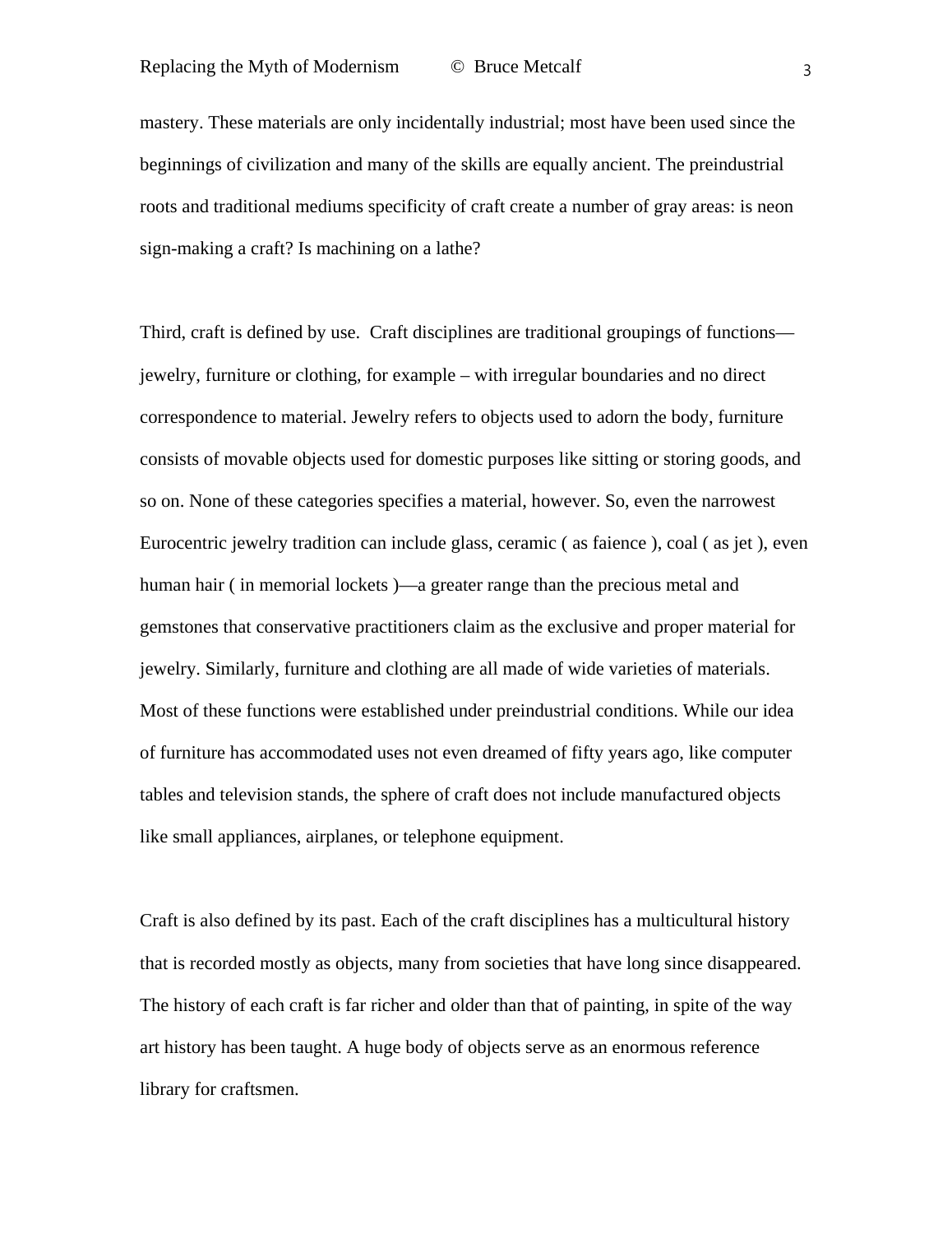mastery. These materials are only incidentally industrial; most have been used since the beginnings of civilization and many of the skills are equally ancient. The preindustrial roots and traditional mediums specificity of craft create a number of gray areas: is neon sign-making a craft? Is machining on a lathe?

Third, craft is defined by use. Craft disciplines are traditional groupings of functions—jewelry, furniture or clothing, for example – with irregular boundaries and no direct correspondence to material. Jewelry refers to objects used to adorn the body, furniture consists of movable objects used for domestic purposes like sitting or storing goods, and so on. None of these categories specifies a material, however. So, even the narrowest Eurocentric jewelry tradition can include glass, ceramic ( as faience ), coal ( as jet ), even human hair ( in memorial lockets )—a greater range than the precious metal and gemstones that conservative practitioners claim as the exclusive and proper material for jewelry. Similarly, furniture and clothing are all made of wide varieties of materials. Most of these functions were established under preindustrial conditions. While our idea of furniture has accommodated uses not even dreamed of fifty years ago, like computer tables and television stands, the sphere of craft does not include manufactured objects like small appliances, airplanes, or telephone equipment.

Craft is also defined by its past. Each of the craft disciplines has a multicultural history that is recorded mostly as objects, many from societies that have long since disappeared. The history of each craft is far richer and older than that of painting, in spite of the way art history has been taught. A huge body of objects serve as an enormous reference library for craftsmen.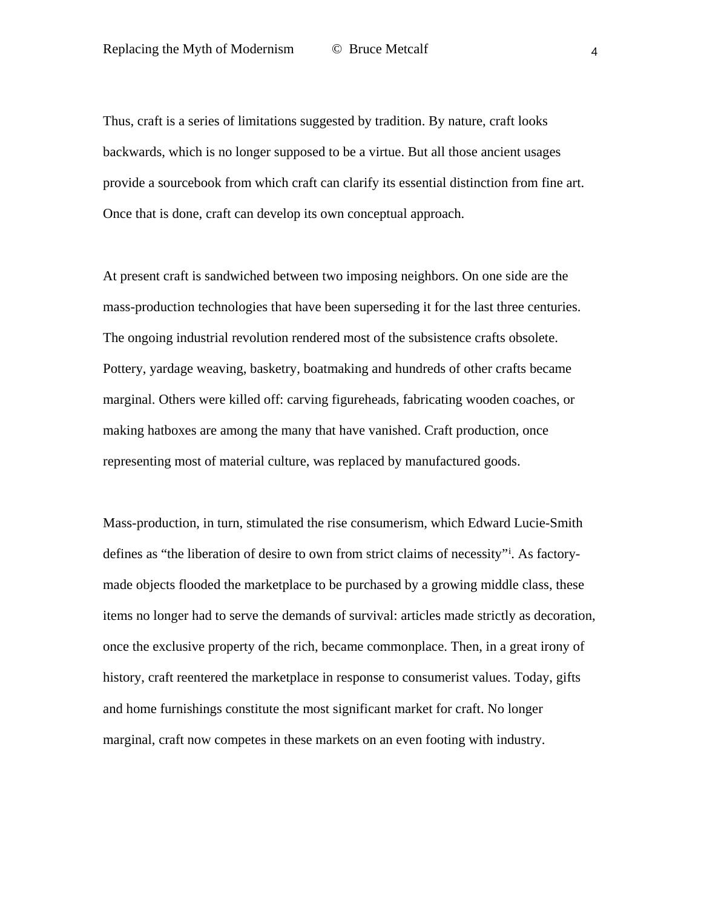Thus, craft is a series of limitations suggested by tradition. By nature, craft looks backwards, which is no longer supposed to be a virtue. But all those ancient usages provide a sourcebook from which craft can clarify its essential distinction from fine art. Once that is done, craft can develop its own conceptual approach.

At present craft is sandwiched between two imposing neighbors. On one side are the mass-production technologies that have been superseding it for the last three centuries. The ongoing industrial revolution rendered most of the subsistence crafts obsolete. Pottery, yardage weaving, basketry, boatmaking and hundreds of other crafts became marginal. Others were killed off: carving figureheads, fabricating wooden coaches, or making hatboxes are among the many that have vanished. Craft production, once representing most of material culture, was replaced by manufactured goods.

Mass-production, in turn, stimulated the rise consumerism, which Edward Lucie-Smith defines as "the liberation of desire to own from strict claims of necessity"[i]. As factory-made objects flooded the marketplace to be purchased by a growing middle class, these items no longer had to serve the demands of survival: articles made strictly as decoration, once the exclusive property of the rich, became commonplace. Then, in a great irony of history, craft reentered the marketplace in response to consumerist values. Today, gifts and home furnishings constitute the most significant market for craft. No longer marginal, craft now competes in these markets on an even footing with industry.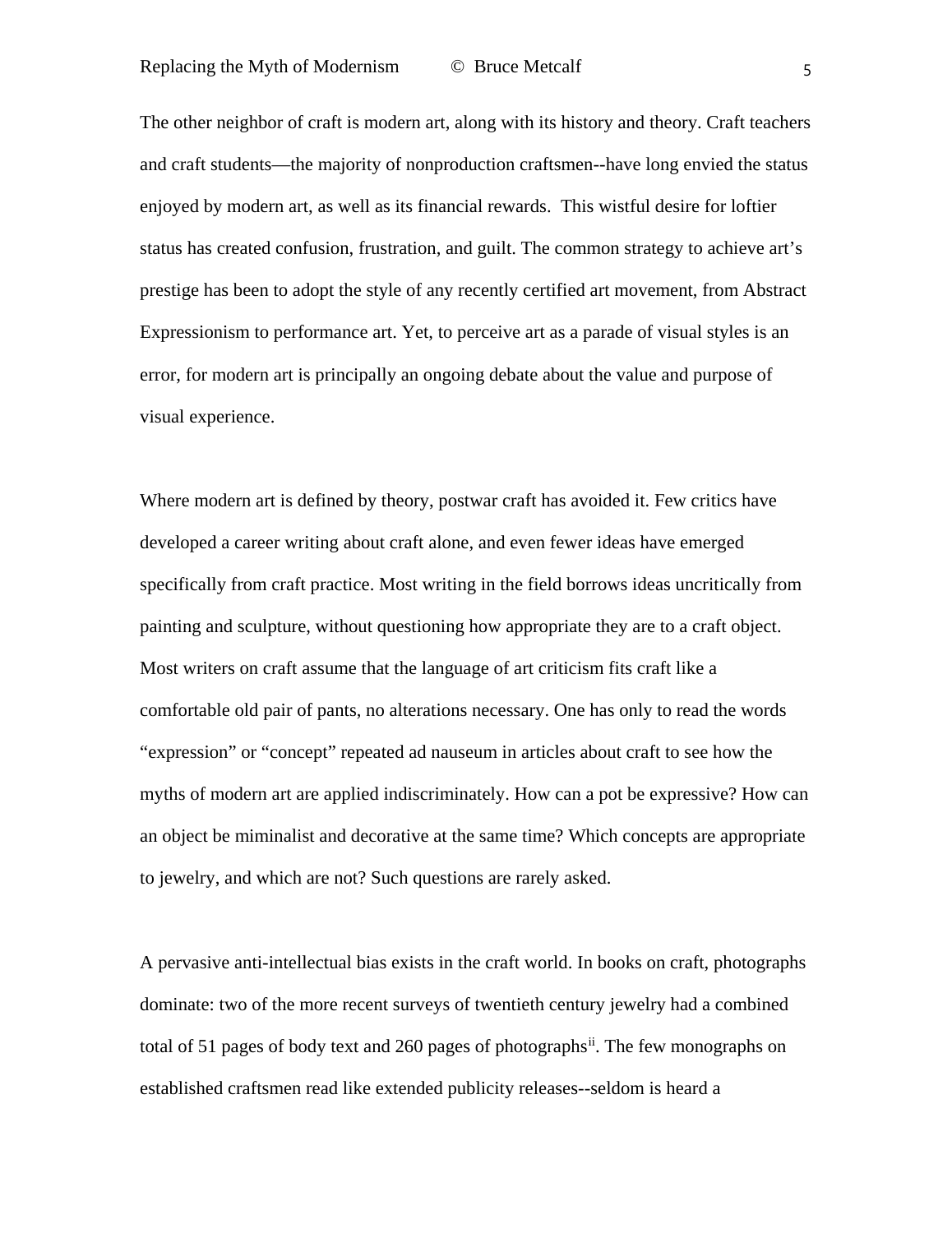The other neighbor of craft is modern art, along with its history and theory. Craft teachers and craft students—the majority of nonproduction craftsmen--have long envied the status enjoyed by modern art, as well as its financial rewards.  This wistful desire for loftier status has created confusion, frustration, and guilt. The common strategy to achieve art's prestige has been to adopt the style of any recently certified art movement, from Abstract Expressionism to performance art. Yet, to perceive art as a parade of visual styles is an error, for modern art is principally an ongoing debate about the value and purpose of visual experience.

Where modern art is defined by theory, postwar craft has avoided it. Few critics have developed a career writing about craft alone, and even fewer ideas have emerged specifically from craft practice. Most writing in the field borrows ideas uncritically from painting and sculpture, without questioning how appropriate they are to a craft object. Most writers on craft assume that the language of art criticism fits craft like a comfortable old pair of pants, no alterations necessary. One has only to read the words "expression" or "concept" repeated ad nauseum in articles about craft to see how the myths of modern art are applied indiscriminately. How can a pot be expressive? How can an object be miminalist and decorative at the same time? Which concepts are appropriate to jewelry, and which are not? Such questions are rarely asked.

A pervasive anti-intellectual bias exists in the craft world. In books on craft, photographs dominate: two of the more recent surveys of twentieth century jewelry had a combined total of 51 pages of body text and 260 pages of photographs[ii]. The few monographs on established craftsmen read like extended publicity releases--seldom is heard a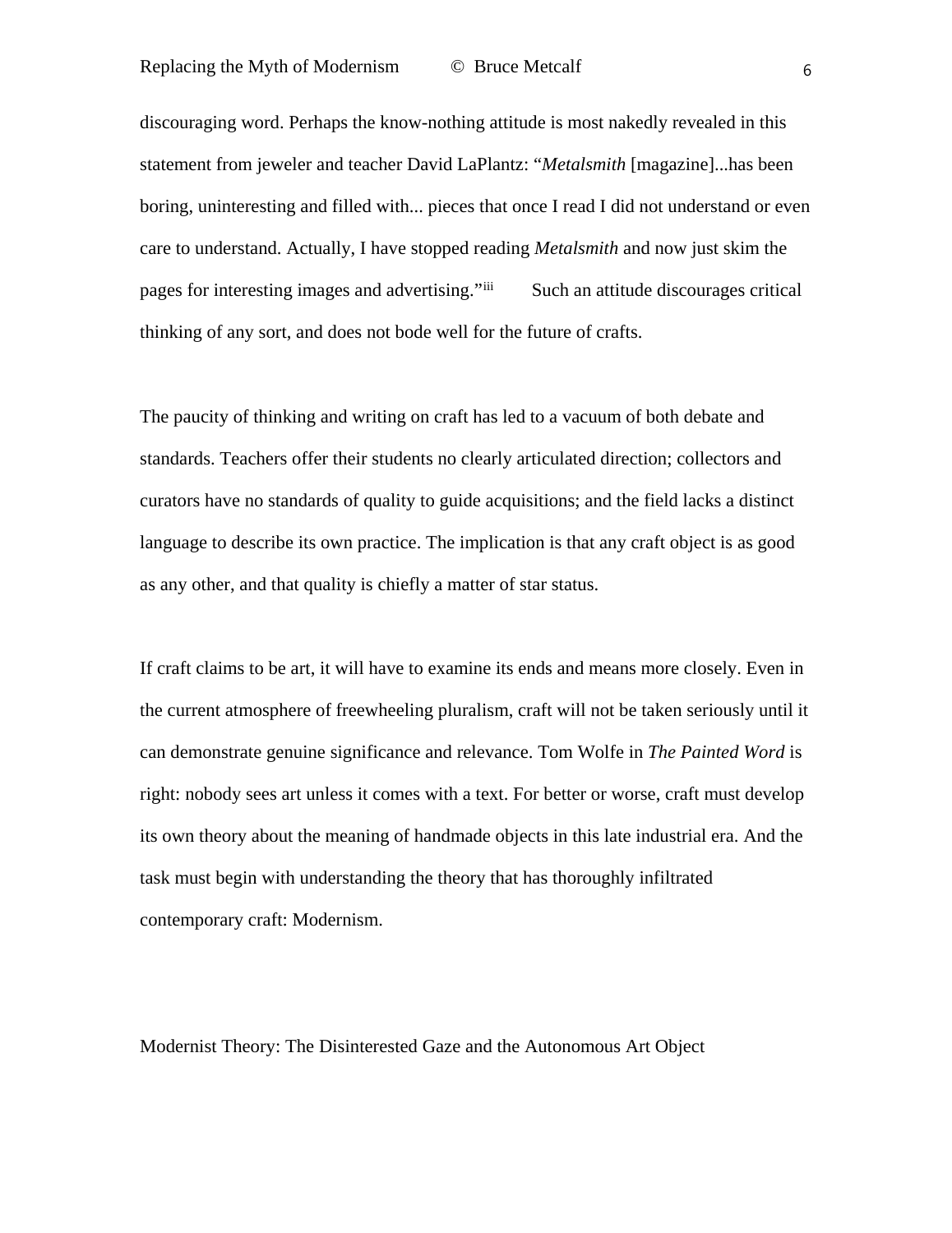discouraging word. Perhaps the know-nothing attitude is most nakedly revealed in this statement from jeweler and teacher David LaPlantz: "*Metalsmith* [magazine]...has been boring, uninteresting and filled with... pieces that once I read I did not understand or even care to understand. Actually, I have stopped reading *Metalsmith* and now just skim the pages for interesting images and advertising."[iii] Such an attitude discourages critical thinking of any sort, and does not bode well for the future of crafts.

The paucity of thinking and writing on craft has led to a vacuum of both debate and standards. Teachers offer their students no clearly articulated direction; collectors and curators have no standards of quality to guide acquisitions; and the field lacks a distinct language to describe its own practice. The implication is that any craft object is as good as any other, and that quality is chiefly a matter of star status.

If craft claims to be art, it will have to examine its ends and means more closely. Even in the current atmosphere of freewheeling pluralism, craft will not be taken seriously until it can demonstrate genuine significance and relevance. Tom Wolfe in *The Painted Word* is right: nobody sees art unless it comes with a text. For better or worse, craft must develop its own theory about the meaning of handmade objects in this late industrial era. And the task must begin with understanding the theory that has thoroughly infiltrated contemporary craft: Modernism.

## Modernist Theory: The Disinterested Gaze and the Autonomous Art Object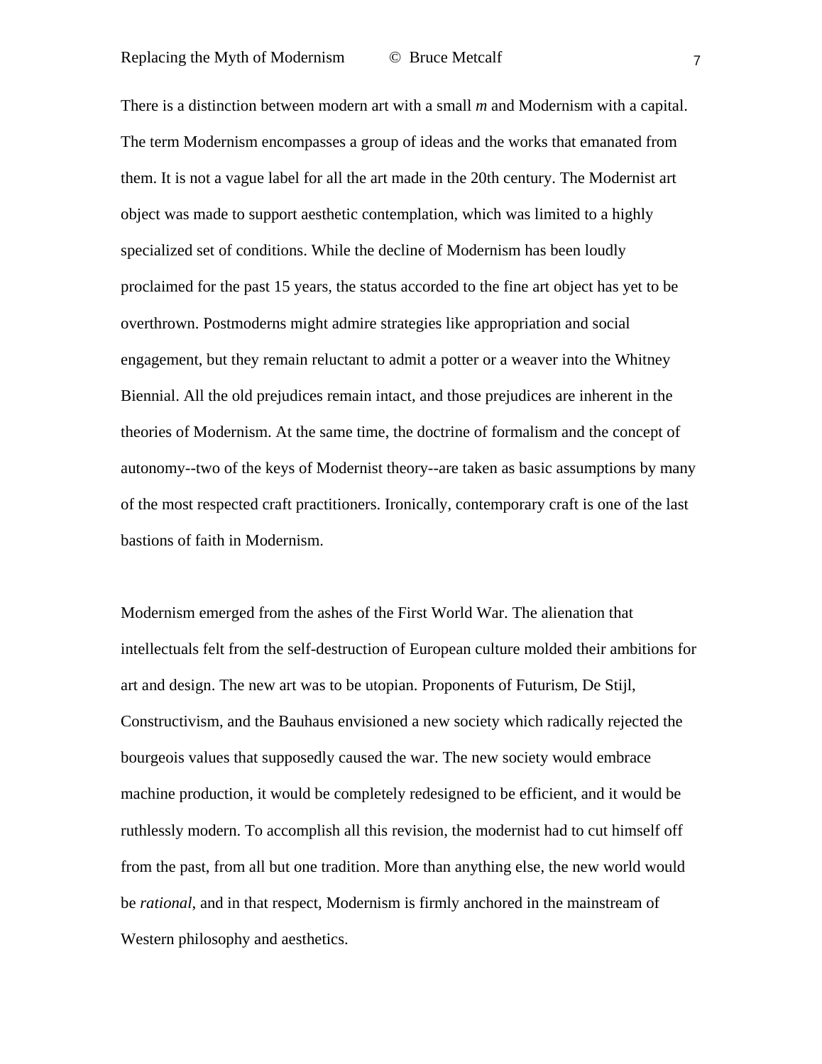There is a distinction between modern art with a small *m* and Modernism with a capital. The term Modernism encompasses a group of ideas and the works that emanated from them. It is not a vague label for all the art made in the 20th century. The Modernist art object was made to support aesthetic contemplation, which was limited to a highly specialized set of conditions. While the decline of Modernism has been loudly proclaimed for the past 15 years, the status accorded to the fine art object has yet to be overthrown. Postmoderns might admire strategies like appropriation and social engagement, but they remain reluctant to admit a potter or a weaver into the Whitney Biennial. All the old prejudices remain intact, and those prejudices are inherent in the theories of Modernism. At the same time, the doctrine of formalism and the concept of autonomy--two of the keys of Modernist theory--are taken as basic assumptions by many of the most respected craft practitioners. Ironically, contemporary craft is one of the last bastions of faith in Modernism.

Modernism emerged from the ashes of the First World War. The alienation that intellectuals felt from the self-destruction of European culture molded their ambitions for art and design. The new art was to be utopian. Proponents of Futurism, De Stijl, Constructivism, and the Bauhaus envisioned a new society which radically rejected the bourgeois values that supposedly caused the war. The new society would embrace machine production, it would be completely redesigned to be efficient, and it would be ruthlessly modern. To accomplish all this revision, the modernist had to cut himself off from the past, from all but one tradition. More than anything else, the new world would be *rational*, and in that respect, Modernism is firmly anchored in the mainstream of Western philosophy and aesthetics.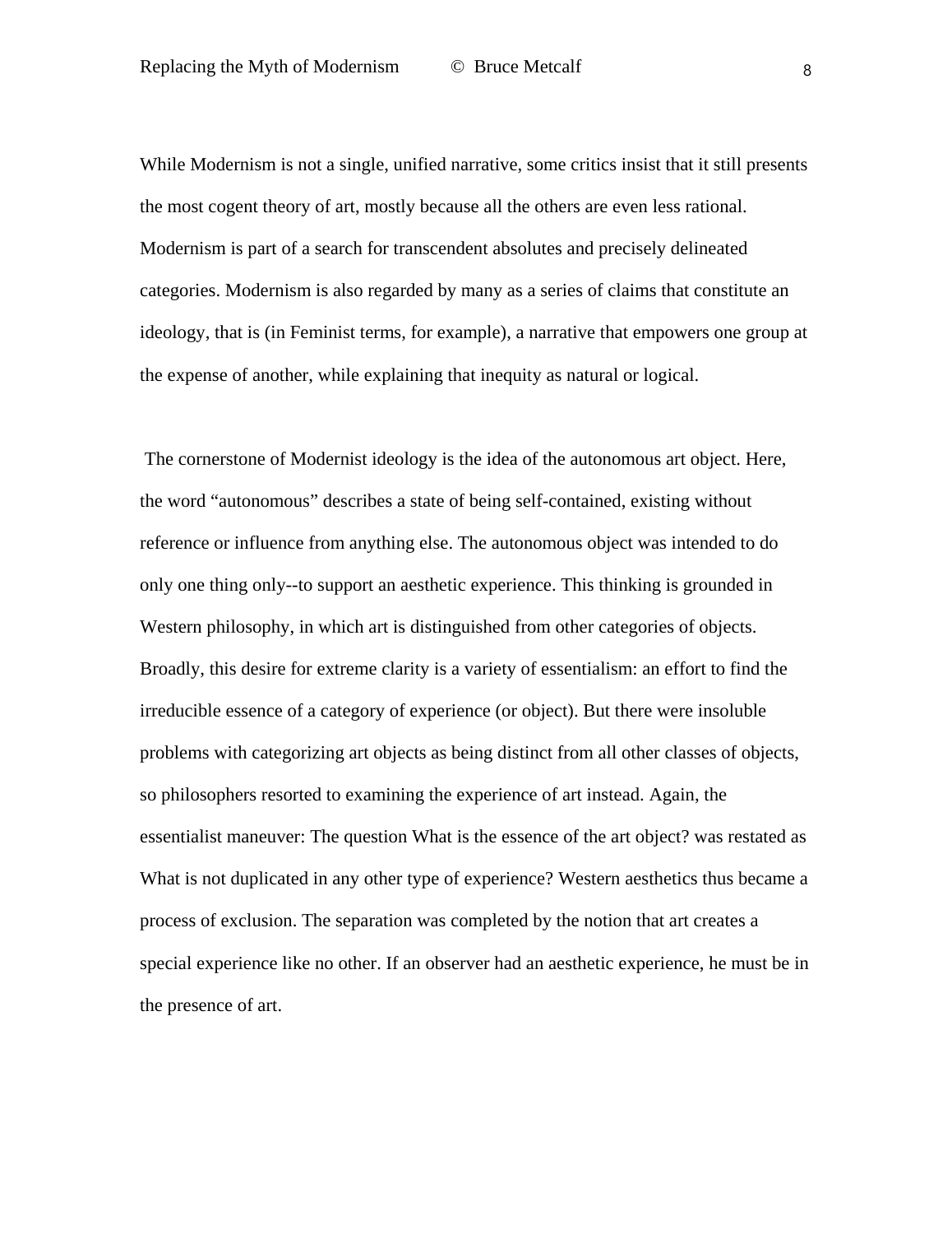While Modernism is not a single, unified narrative, some critics insist that it still presents the most cogent theory of art, mostly because all the others are even less rational. Modernism is part of a search for transcendent absolutes and precisely delineated categories. Modernism is also regarded by many as a series of claims that constitute an ideology, that is (in Feminist terms, for example), a narrative that empowers one group at the expense of another, while explaining that inequity as natural or logical.

The cornerstone of Modernist ideology is the idea of the autonomous art object. Here, the word "autonomous" describes a state of being self-contained, existing without reference or influence from anything else. The autonomous object was intended to do only one thing only--to support an aesthetic experience. This thinking is grounded in Western philosophy, in which art is distinguished from other categories of objects. Broadly, this desire for extreme clarity is a variety of essentialism: an effort to find the irreducible essence of a category of experience (or object). But there were insoluble problems with categorizing art objects as being distinct from all other classes of objects, so philosophers resorted to examining the experience of art instead. Again, the essentialist maneuver: The question What is the essence of the art object? was restated as What is not duplicated in any other type of experience? Western aesthetics thus became a process of exclusion. The separation was completed by the notion that art creates a special experience like no other. If an observer had an aesthetic experience, he must be in the presence of art.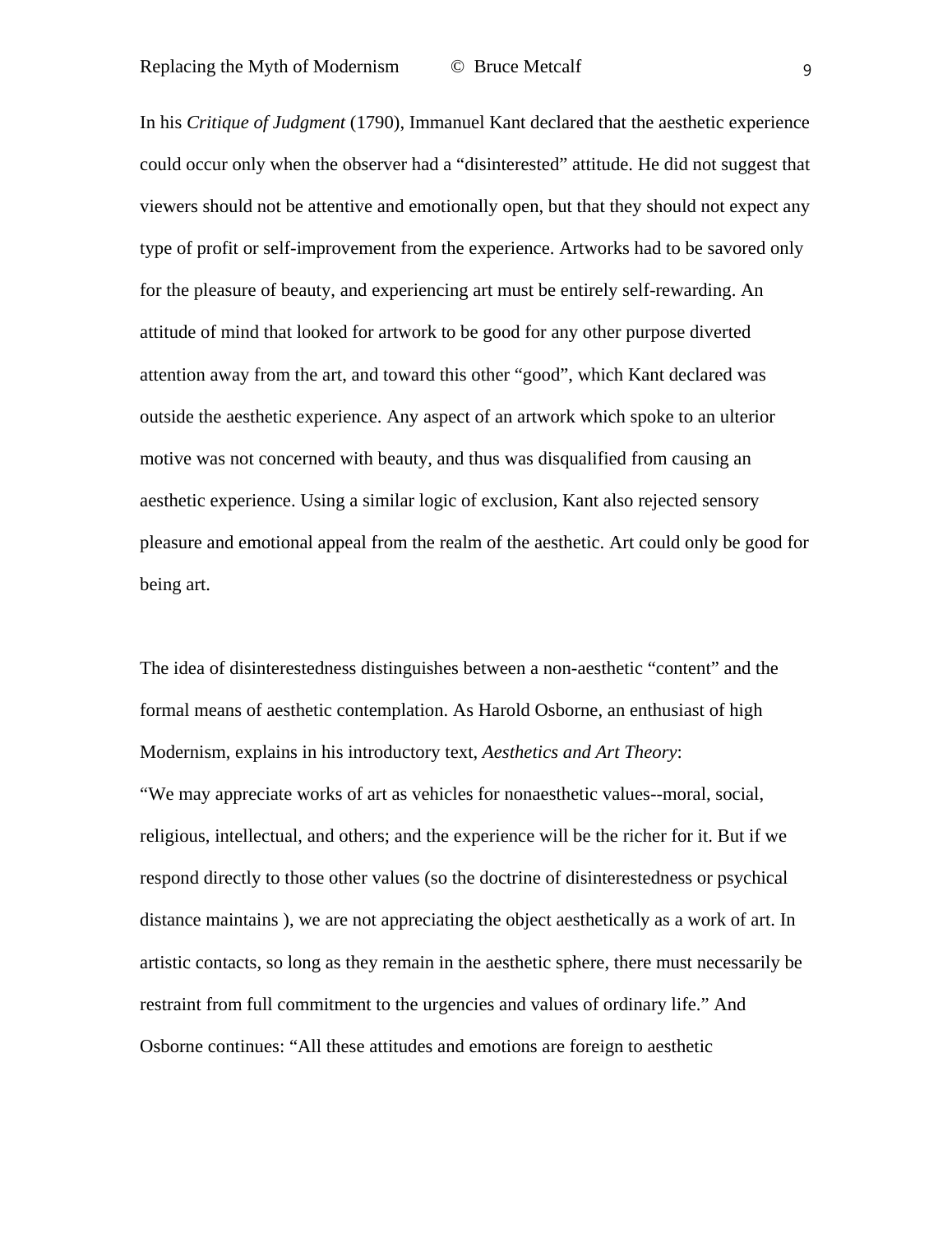In his *Critique of Judgment* (1790), Immanuel Kant declared that the aesthetic experience could occur only when the observer had a "disinterested" attitude. He did not suggest that viewers should not be attentive and emotionally open, but that they should not expect any type of profit or self-improvement from the experience. Artworks had to be savored only for the pleasure of beauty, and experiencing art must be entirely self-rewarding. An attitude of mind that looked for artwork to be good for any other purpose diverted attention away from the art, and toward this other "good", which Kant declared was outside the aesthetic experience. Any aspect of an artwork which spoke to an ulterior motive was not concerned with beauty, and thus was disqualified from causing an aesthetic experience. Using a similar logic of exclusion, Kant also rejected sensory pleasure and emotional appeal from the realm of the aesthetic. Art could only be good for being art.

The idea of disinterestedness distinguishes between a non-aesthetic "content" and the formal means of aesthetic contemplation. As Harold Osborne, an enthusiast of high Modernism, explains in his introductory text, *Aesthetics and Art Theory*:
"We may appreciate works of art as vehicles for nonaesthetic values--moral, social, religious, intellectual, and others; and the experience will be the richer for it. But if we respond directly to those other values (so the doctrine of disinterestedness or psychical distance maintains ), we are not appreciating the object aesthetically as a work of art. In artistic contacts, so long as they remain in the aesthetic sphere, there must necessarily be restraint from full commitment to the urgencies and values of ordinary life." And Osborne continues: "All these attitudes and emotions are foreign to aesthetic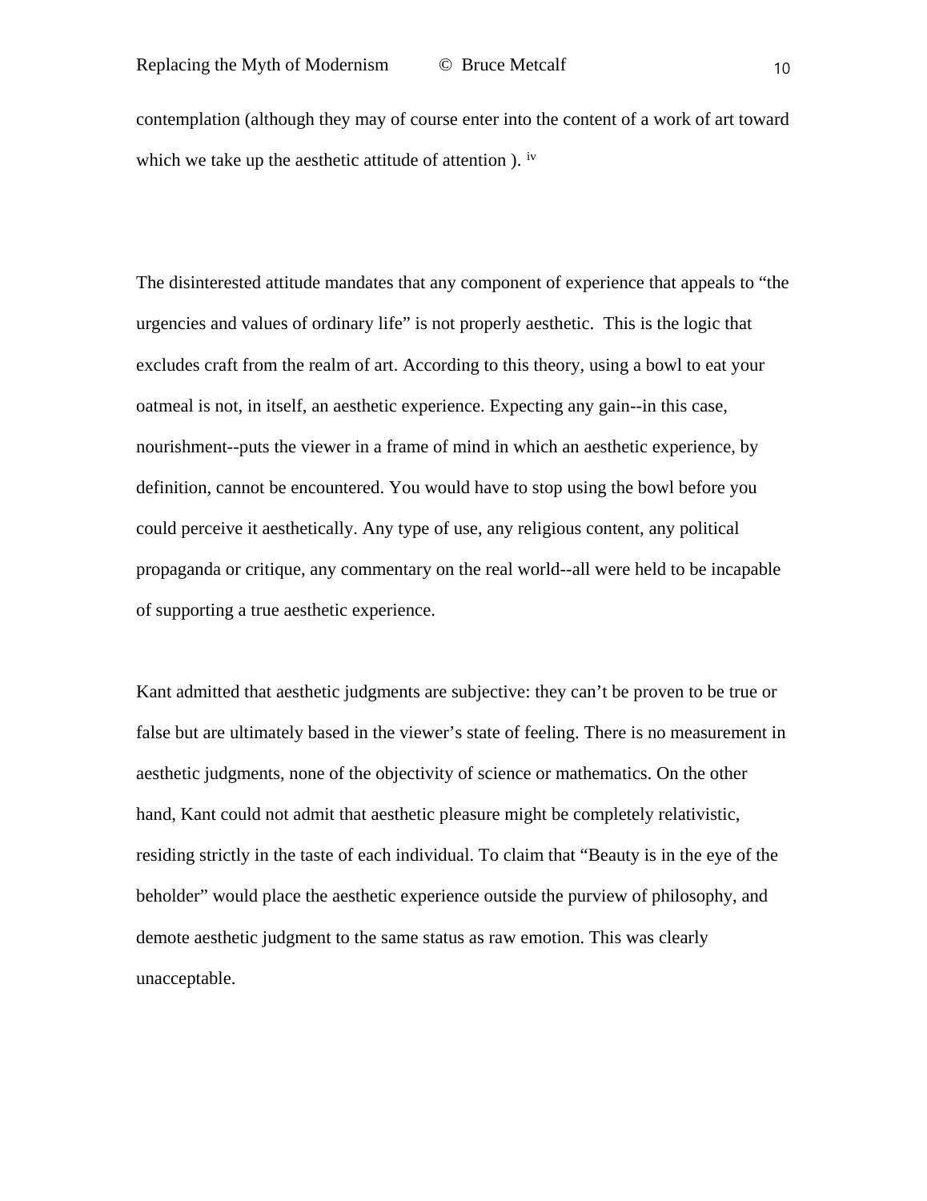contemplation (although they may of course enter into the content of a work of art toward which we take up the aesthetic attitude of attention ). [iv]

The disinterested attitude mandates that any component of experience that appeals to “the urgencies and values of ordinary life” is not properly aesthetic.  This is the logic that excludes craft from the realm of art. According to this theory, using a bowl to eat your oatmeal is not, in itself, an aesthetic experience. Expecting any gain--in this case, nourishment--puts the viewer in a frame of mind in which an aesthetic experience, by definition, cannot be encountered. You would have to stop using the bowl before you could perceive it aesthetically. Any type of use, any religious content, any political propaganda or critique, any commentary on the real world--all were held to be incapable of supporting a true aesthetic experience.

Kant admitted that aesthetic judgments are subjective: they can’t be proven to be true or false but are ultimately based in the viewer’s state of feeling. There is no measurement in aesthetic judgments, none of the objectivity of science or mathematics. On the other hand, Kant could not admit that aesthetic pleasure might be completely relativistic, residing strictly in the taste of each individual. To claim that “Beauty is in the eye of the beholder” would place the aesthetic experience outside the purview of philosophy, and demote aesthetic judgment to the same status as raw emotion. This was clearly unacceptable.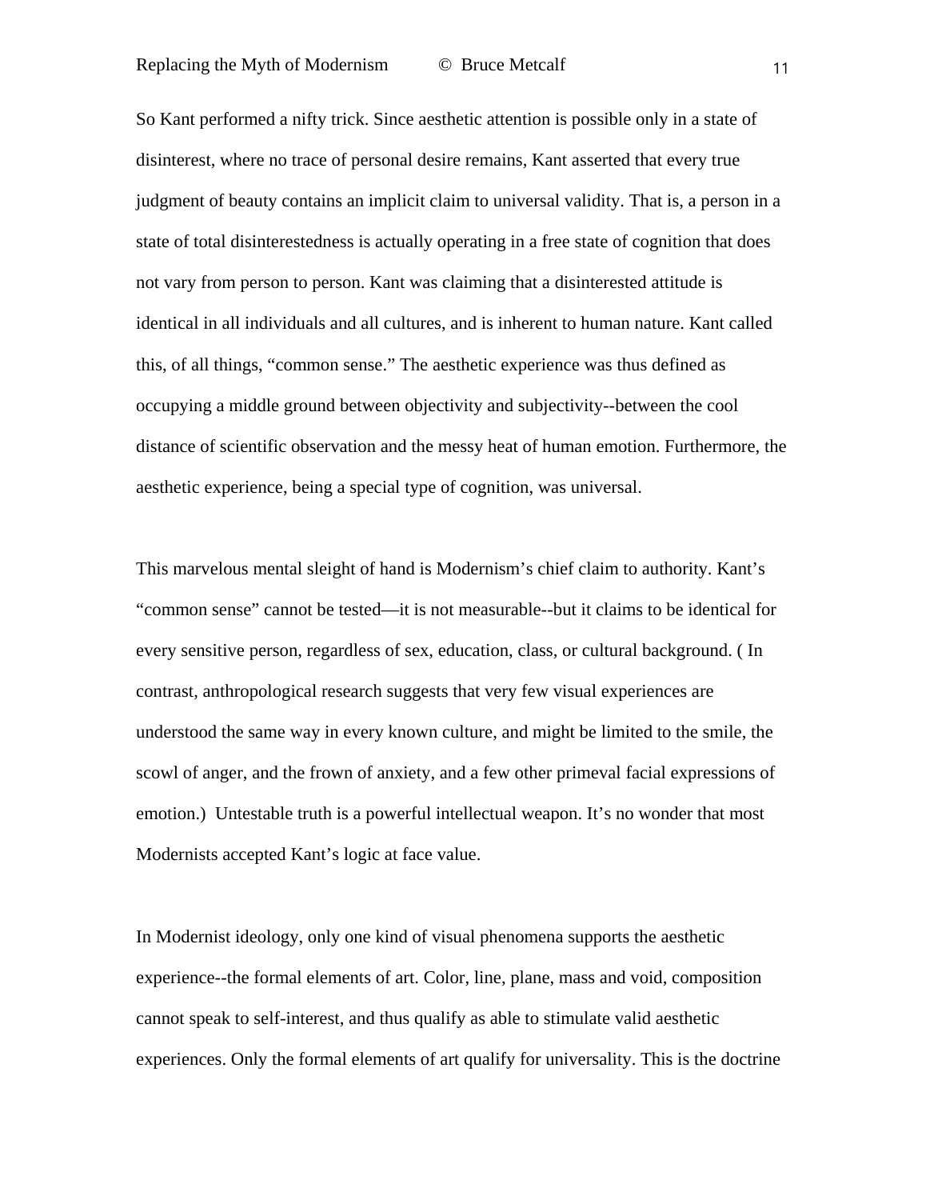So Kant performed a nifty trick. Since aesthetic attention is possible only in a state of disinterest, where no trace of personal desire remains, Kant asserted that every true judgment of beauty contains an implicit claim to universal validity. That is, a person in a state of total disinterestedness is actually operating in a free state of cognition that does not vary from person to person. Kant was claiming that a disinterested attitude is identical in all individuals and all cultures, and is inherent to human nature. Kant called this, of all things, “common sense.” The aesthetic experience was thus defined as occupying a middle ground between objectivity and subjectivity--between the cool distance of scientific observation and the messy heat of human emotion. Furthermore, the aesthetic experience, being a special type of cognition, was universal.

This marvelous mental sleight of hand is Modernism’s chief claim to authority. Kant’s “common sense” cannot be tested—it is not measurable--but it claims to be identical for every sensitive person, regardless of sex, education, class, or cultural background. ( In contrast, anthropological research suggests that very few visual experiences are understood the same way in every known culture, and might be limited to the smile, the scowl of anger, and the frown of anxiety, and a few other primeval facial expressions of emotion.)  Untestable truth is a powerful intellectual weapon. It’s no wonder that most Modernists accepted Kant’s logic at face value.

In Modernist ideology, only one kind of visual phenomena supports the aesthetic experience--the formal elements of art. Color, line, plane, mass and void, composition cannot speak to self-interest, and thus qualify as able to stimulate valid aesthetic experiences. Only the formal elements of art qualify for universality. This is the doctrine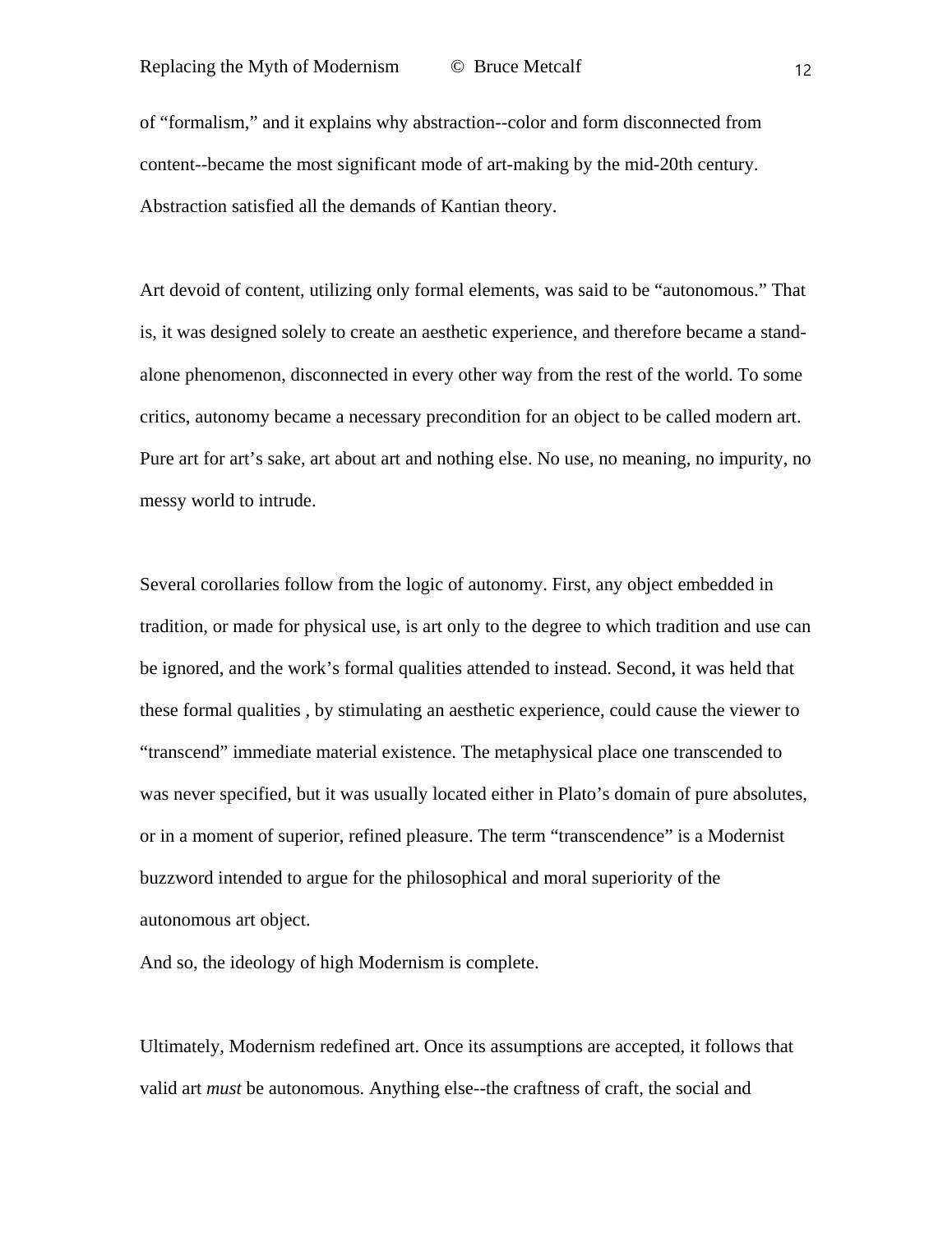of “formalism,” and it explains why abstraction--color and form disconnected from content--became the most significant mode of art-making by the mid-20th century. Abstraction satisfied all the demands of Kantian theory.

Art devoid of content, utilizing only formal elements, was said to be “autonomous.” That is, it was designed solely to create an aesthetic experience, and therefore became a stand-alone phenomenon, disconnected in every other way from the rest of the world. To some critics, autonomy became a necessary precondition for an object to be called modern art. Pure art for art’s sake, art about art and nothing else. No use, no meaning, no impurity, no messy world to intrude.

Several corollaries follow from the logic of autonomy. First, any object embedded in tradition, or made for physical use, is art only to the degree to which tradition and use can be ignored, and the work’s formal qualities attended to instead. Second, it was held that these formal qualities , by stimulating an aesthetic experience, could cause the viewer to “transcend” immediate material existence. The metaphysical place one transcended to was never specified, but it was usually located either in Plato’s domain of pure absolutes, or in a moment of superior, refined pleasure. The term “transcendence” is a Modernist buzzword intended to argue for the philosophical and moral superiority of the autonomous art object.

And so, the ideology of high Modernism is complete.

Ultimately, Modernism redefined art. Once its assumptions are accepted, it follows that valid art *must* be autonomous. Anything else--the craftness of craft, the social and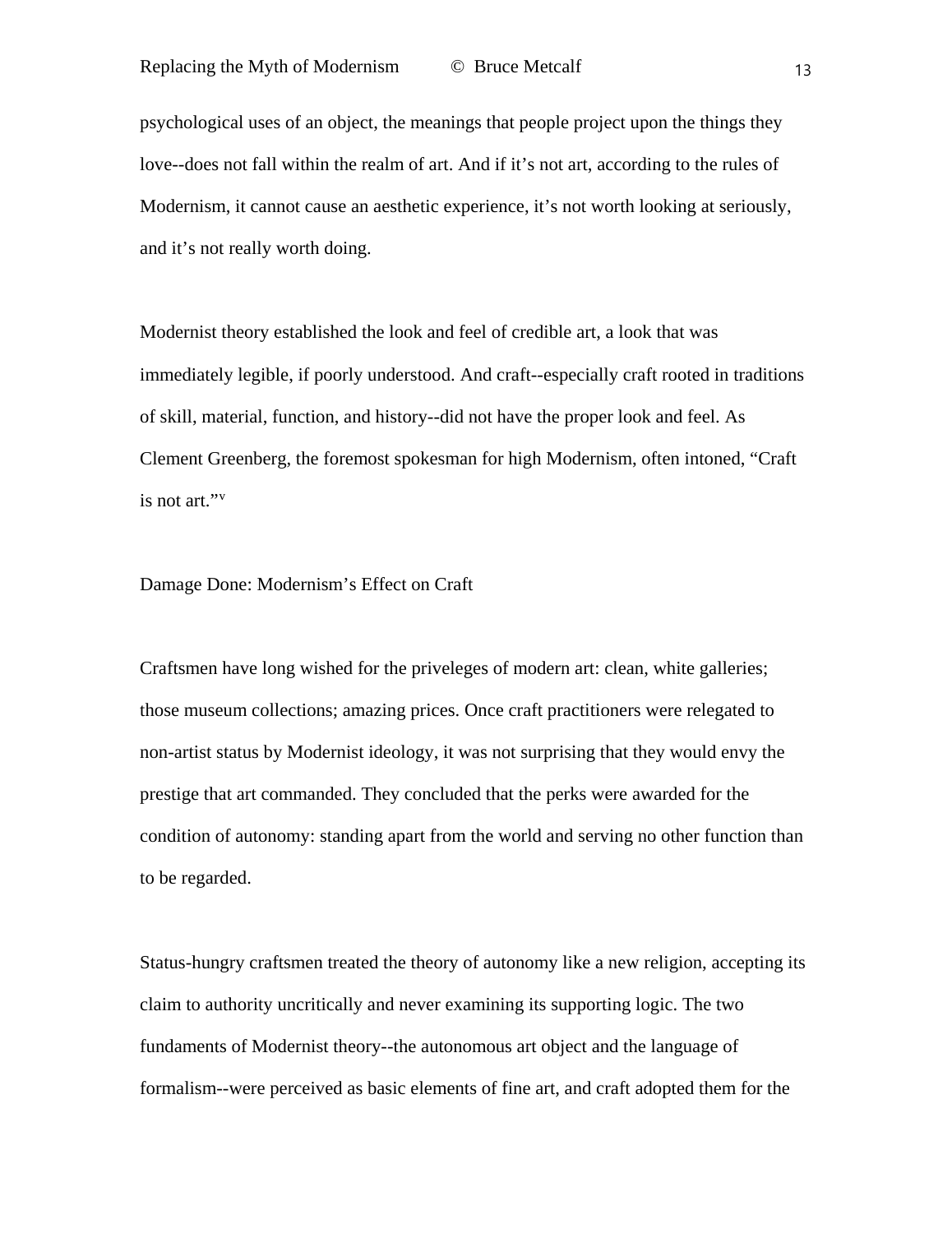psychological uses of an object, the meanings that people project upon the things they love--does not fall within the realm of art. And if it's not art, according to the rules of Modernism, it cannot cause an aesthetic experience, it's not worth looking at seriously, and it's not really worth doing.

Modernist theory established the look and feel of credible art, a look that was immediately legible, if poorly understood. And craft--especially craft rooted in traditions of skill, material, function, and history--did not have the proper look and feel. As Clement Greenberg, the foremost spokesman for high Modernism, often intoned, "Craft is not art."[v]

## Damage Done: Modernism's Effect on Craft

Craftsmen have long wished for the priveleges of modern art: clean, white galleries; those museum collections; amazing prices. Once craft practitioners were relegated to non-artist status by Modernist ideology, it was not surprising that they would envy the prestige that art commanded. They concluded that the perks were awarded for the condition of autonomy: standing apart from the world and serving no other function than to be regarded.

Status-hungry craftsmen treated the theory of autonomy like a new religion, accepting its claim to authority uncritically and never examining its supporting logic. The two fundaments of Modernist theory--the autonomous art object and the language of formalism--were perceived as basic elements of fine art, and craft adopted them for the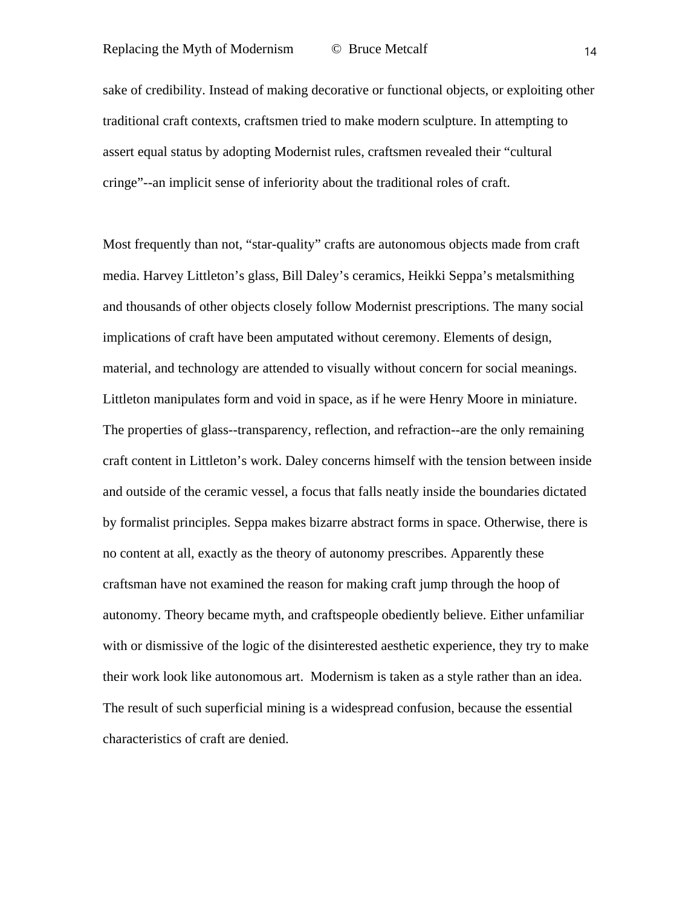sake of credibility. Instead of making decorative or functional objects, or exploiting other traditional craft contexts, craftsmen tried to make modern sculpture. In attempting to assert equal status by adopting Modernist rules, craftsmen revealed their "cultural cringe"--an implicit sense of inferiority about the traditional roles of craft.

Most frequently than not, "star-quality" crafts are autonomous objects made from craft media. Harvey Littleton's glass, Bill Daley's ceramics, Heikki Seppa's metalsmithing and thousands of other objects closely follow Modernist prescriptions. The many social implications of craft have been amputated without ceremony. Elements of design, material, and technology are attended to visually without concern for social meanings. Littleton manipulates form and void in space, as if he were Henry Moore in miniature. The properties of glass--transparency, reflection, and refraction--are the only remaining craft content in Littleton's work. Daley concerns himself with the tension between inside and outside of the ceramic vessel, a focus that falls neatly inside the boundaries dictated by formalist principles. Seppa makes bizarre abstract forms in space. Otherwise, there is no content at all, exactly as the theory of autonomy prescribes. Apparently these craftsman have not examined the reason for making craft jump through the hoop of autonomy. Theory became myth, and craftspeople obediently believe. Either unfamiliar with or dismissive of the logic of the disinterested aesthetic experience, they try to make their work look like autonomous art. Modernism is taken as a style rather than an idea. The result of such superficial mining is a widespread confusion, because the essential characteristics of craft are denied.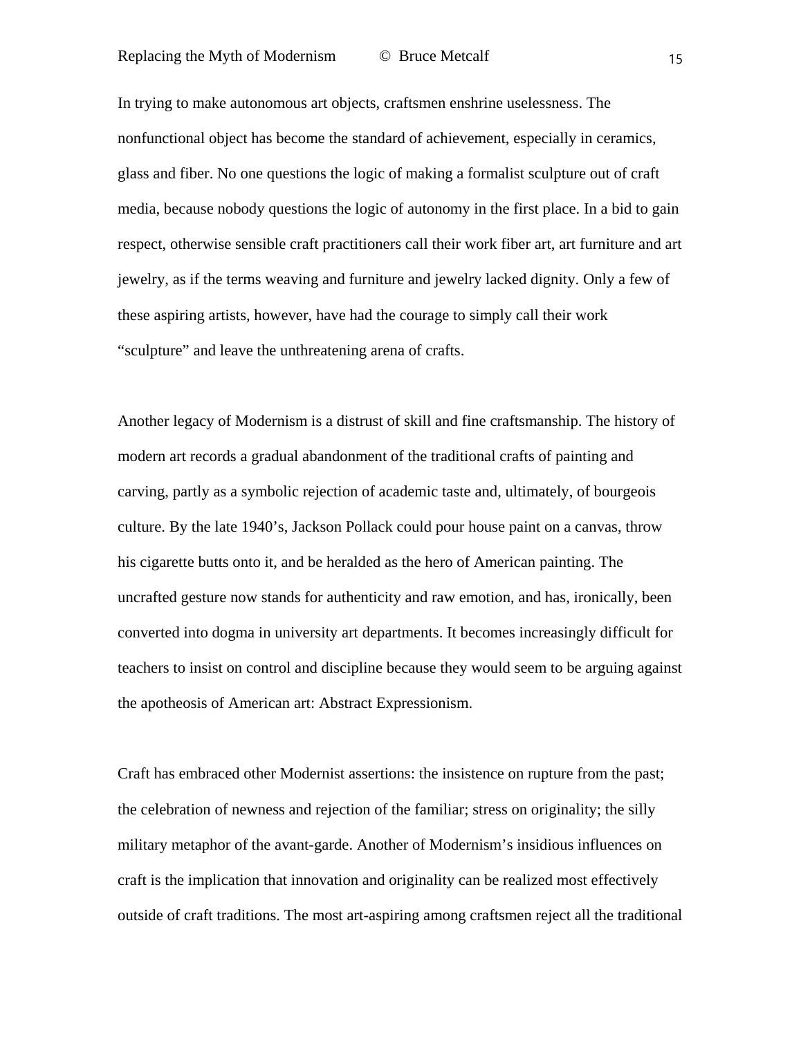In trying to make autonomous art objects, craftsmen enshrine uselessness. The nonfunctional object has become the standard of achievement, especially in ceramics, glass and fiber. No one questions the logic of making a formalist sculpture out of craft media, because nobody questions the logic of autonomy in the first place. In a bid to gain respect, otherwise sensible craft practitioners call their work fiber art, art furniture and art jewelry, as if the terms weaving and furniture and jewelry lacked dignity. Only a few of these aspiring artists, however, have had the courage to simply call their work "sculpture" and leave the unthreatening arena of crafts.

Another legacy of Modernism is a distrust of skill and fine craftsmanship. The history of modern art records a gradual abandonment of the traditional crafts of painting and carving, partly as a symbolic rejection of academic taste and, ultimately, of bourgeois culture. By the late 1940's, Jackson Pollack could pour house paint on a canvas, throw his cigarette butts onto it, and be heralded as the hero of American painting. The uncrafted gesture now stands for authenticity and raw emotion, and has, ironically, been converted into dogma in university art departments. It becomes increasingly difficult for teachers to insist on control and discipline because they would seem to be arguing against the apotheosis of American art: Abstract Expressionism.

Craft has embraced other Modernist assertions: the insistence on rupture from the past; the celebration of newness and rejection of the familiar; stress on originality; the silly military metaphor of the avant-garde. Another of Modernism's insidious influences on craft is the implication that innovation and originality can be realized most effectively outside of craft traditions. The most art-aspiring among craftsmen reject all the traditional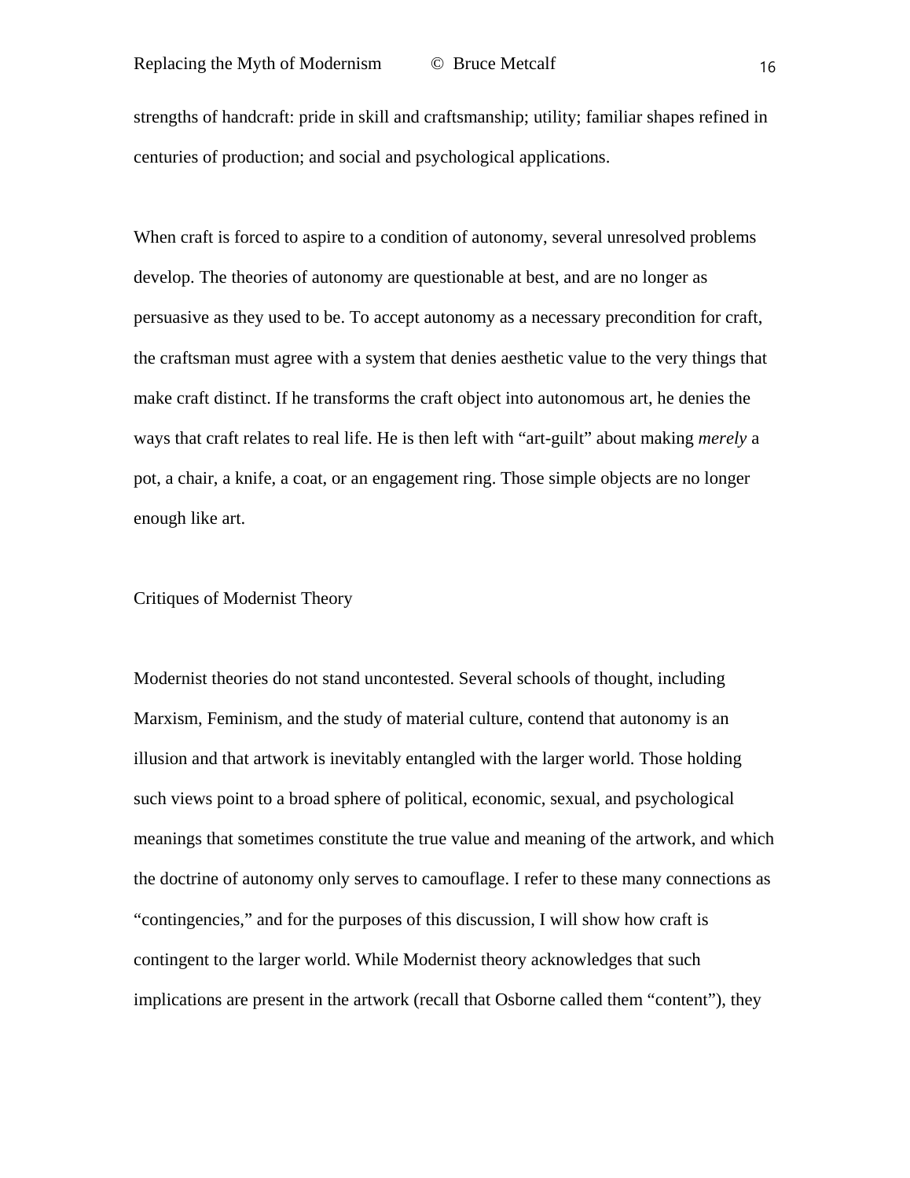strengths of handcraft: pride in skill and craftsmanship; utility; familiar shapes refined in centuries of production; and social and psychological applications.

When craft is forced to aspire to a condition of autonomy, several unresolved problems develop. The theories of autonomy are questionable at best, and are no longer as persuasive as they used to be. To accept autonomy as a necessary precondition for craft, the craftsman must agree with a system that denies aesthetic value to the very things that make craft distinct. If he transforms the craft object into autonomous art, he denies the ways that craft relates to real life. He is then left with "art-guilt" about making *merely* a pot, a chair, a knife, a coat, or an engagement ring. Those simple objects are no longer enough like art.

## Critiques of Modernist Theory

Modernist theories do not stand uncontested. Several schools of thought, including Marxism, Feminism, and the study of material culture, contend that autonomy is an illusion and that artwork is inevitably entangled with the larger world. Those holding such views point to a broad sphere of political, economic, sexual, and psychological meanings that sometimes constitute the true value and meaning of the artwork, and which the doctrine of autonomy only serves to camouflage. I refer to these many connections as "contingencies," and for the purposes of this discussion, I will show how craft is contingent to the larger world. While Modernist theory acknowledges that such implications are present in the artwork (recall that Osborne called them "content"), they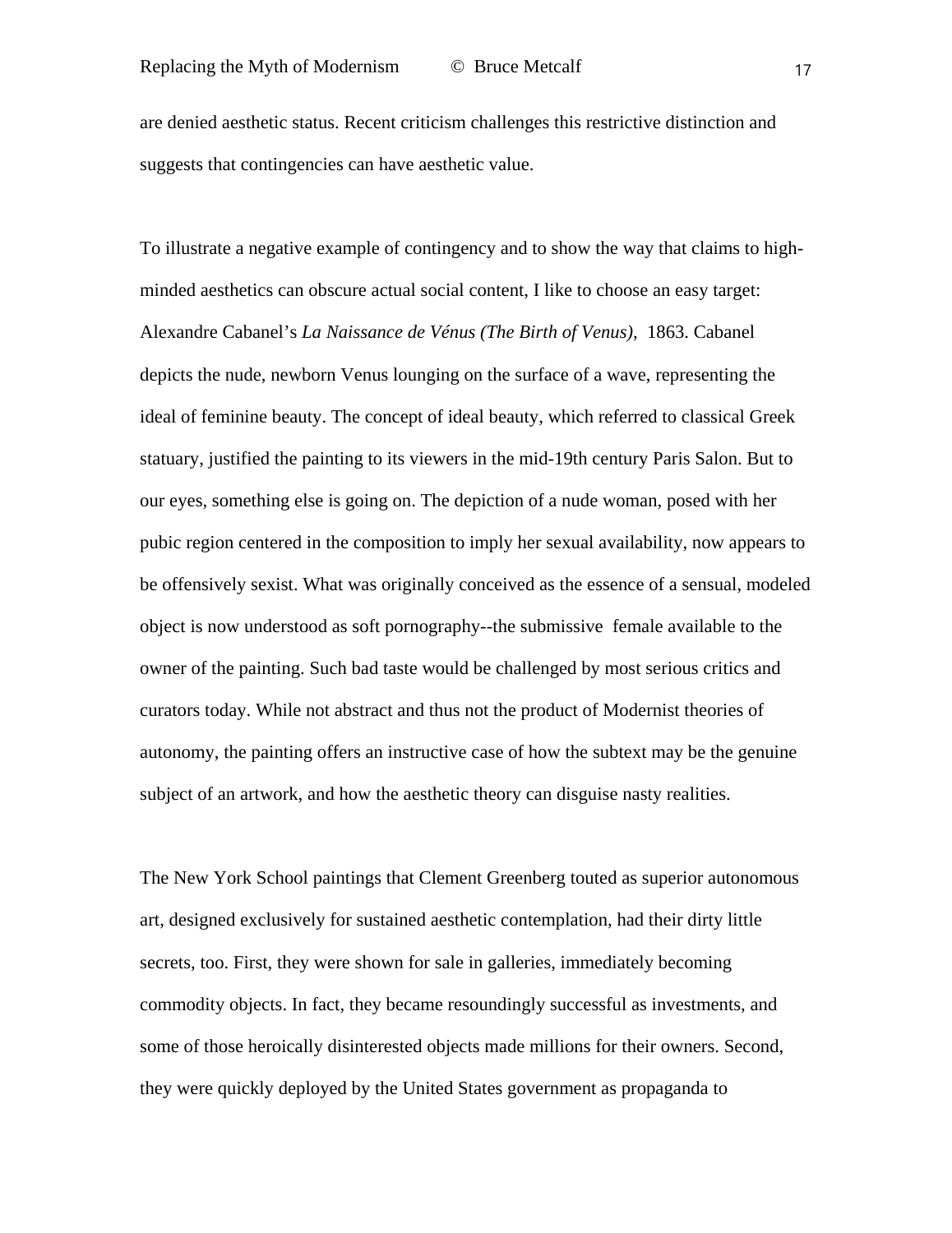are denied aesthetic status. Recent criticism challenges this restrictive distinction and suggests that contingencies can have aesthetic value.

To illustrate a negative example of contingency and to show the way that claims to high-minded aesthetics can obscure actual social content, I like to choose an easy target: Alexandre Cabanel's *La Naissance de Vénus (The Birth of Venus),* 1863. Cabanel depicts the nude, newborn Venus lounging on the surface of a wave, representing the ideal of feminine beauty. The concept of ideal beauty, which referred to classical Greek statuary, justified the painting to its viewers in the mid-19th century Paris Salon. But to our eyes, something else is going on. The depiction of a nude woman, posed with her pubic region centered in the composition to imply her sexual availability, now appears to be offensively sexist. What was originally conceived as the essence of a sensual, modeled object is now understood as soft pornography--the submissive female available to the owner of the painting. Such bad taste would be challenged by most serious critics and curators today. While not abstract and thus not the product of Modernist theories of autonomy, the painting offers an instructive case of how the subtext may be the genuine subject of an artwork, and how the aesthetic theory can disguise nasty realities.

The New York School paintings that Clement Greenberg touted as superior autonomous art, designed exclusively for sustained aesthetic contemplation, had their dirty little secrets, too. First, they were shown for sale in galleries, immediately becoming commodity objects. In fact, they became resoundingly successful as investments, and some of those heroically disinterested objects made millions for their owners. Second, they were quickly deployed by the United States government as propaganda to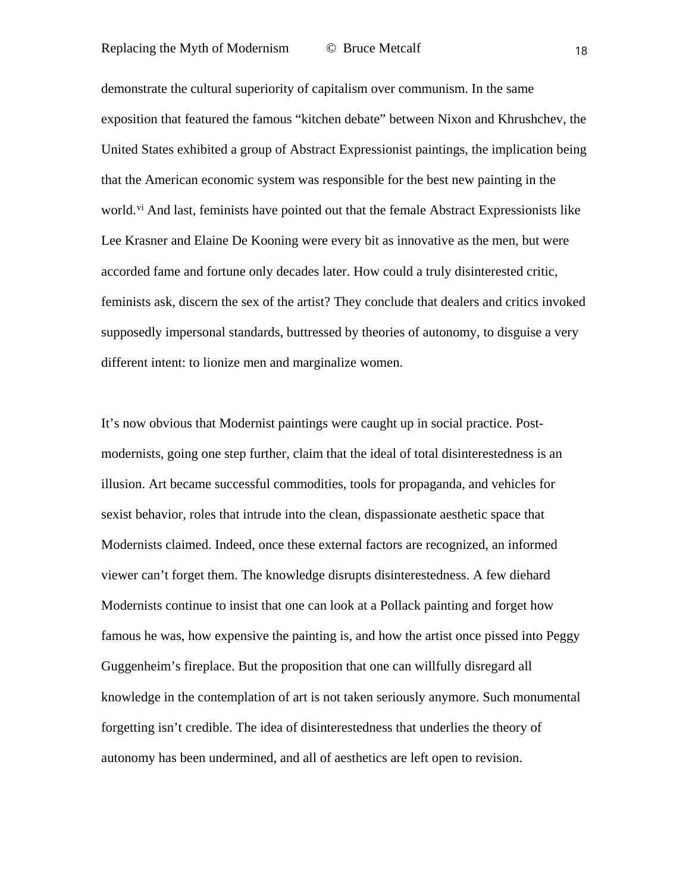demonstrate the cultural superiority of capitalism over communism. In the same exposition that featured the famous "kitchen debate" between Nixon and Khrushchev, the United States exhibited a group of Abstract Expressionist paintings, the implication being that the American economic system was responsible for the best new painting in the world.[vi] And last, feminists have pointed out that the female Abstract Expressionists like Lee Krasner and Elaine De Kooning were every bit as innovative as the men, but were accorded fame and fortune only decades later. How could a truly disinterested critic, feminists ask, discern the sex of the artist? They conclude that dealers and critics invoked supposedly impersonal standards, buttressed by theories of autonomy, to disguise a very different intent: to lionize men and marginalize women.

It's now obvious that Modernist paintings were caught up in social practice. Post-modernists, going one step further, claim that the ideal of total disinterestedness is an illusion. Art became successful commodities, tools for propaganda, and vehicles for sexist behavior, roles that intrude into the clean, dispassionate aesthetic space that Modernists claimed. Indeed, once these external factors are recognized, an informed viewer can't forget them. The knowledge disrupts disinterestedness. A few diehard Modernists continue to insist that one can look at a Pollack painting and forget how famous he was, how expensive the painting is, and how the artist once pissed into Peggy Guggenheim's fireplace. But the proposition that one can willfully disregard all knowledge in the contemplation of art is not taken seriously anymore. Such monumental forgetting isn't credible. The idea of disinterestedness that underlies the theory of autonomy has been undermined, and all of aesthetics are left open to revision.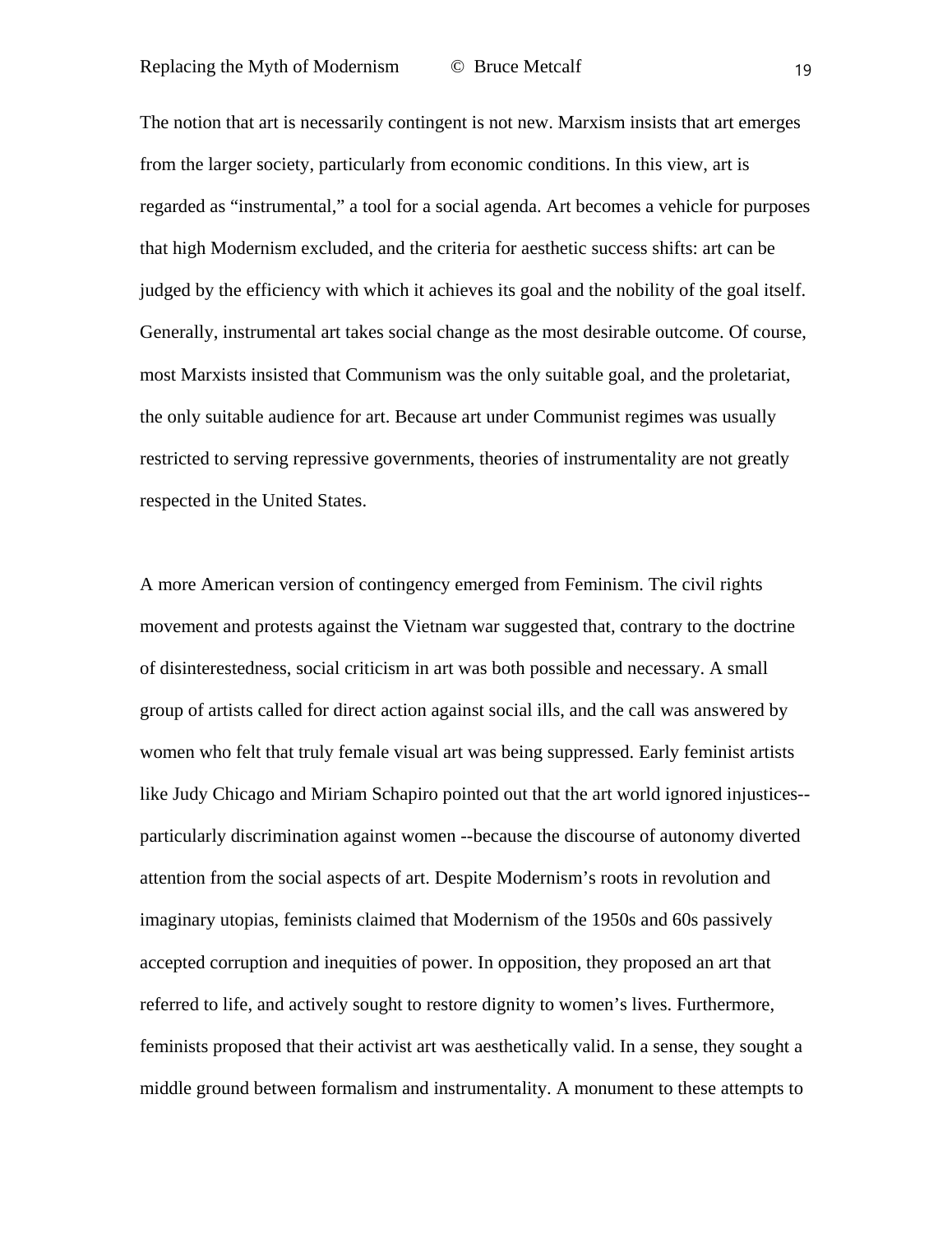The notion that art is necessarily contingent is not new. Marxism insists that art emerges from the larger society, particularly from economic conditions. In this view, art is regarded as “instrumental,” a tool for a social agenda. Art becomes a vehicle for purposes that high Modernism excluded, and the criteria for aesthetic success shifts: art can be judged by the efficiency with which it achieves its goal and the nobility of the goal itself. Generally, instrumental art takes social change as the most desirable outcome. Of course, most Marxists insisted that Communism was the only suitable goal, and the proletariat, the only suitable audience for art. Because art under Communist regimes was usually restricted to serving repressive governments, theories of instrumentality are not greatly respected in the United States.

A more American version of contingency emerged from Feminism. The civil rights movement and protests against the Vietnam war suggested that, contrary to the doctrine of disinterestedness, social criticism in art was both possible and necessary. A small group of artists called for direct action against social ills, and the call was answered by women who felt that truly female visual art was being suppressed. Early feminist artists like Judy Chicago and Miriam Schapiro pointed out that the art world ignored injustices--particularly discrimination against women --because the discourse of autonomy diverted attention from the social aspects of art. Despite Modernism’s roots in revolution and imaginary utopias, feminists claimed that Modernism of the 1950s and 60s passively accepted corruption and inequities of power. In opposition, they proposed an art that referred to life, and actively sought to restore dignity to women’s lives. Furthermore, feminists proposed that their activist art was aesthetically valid. In a sense, they sought a middle ground between formalism and instrumentality. A monument to these attempts to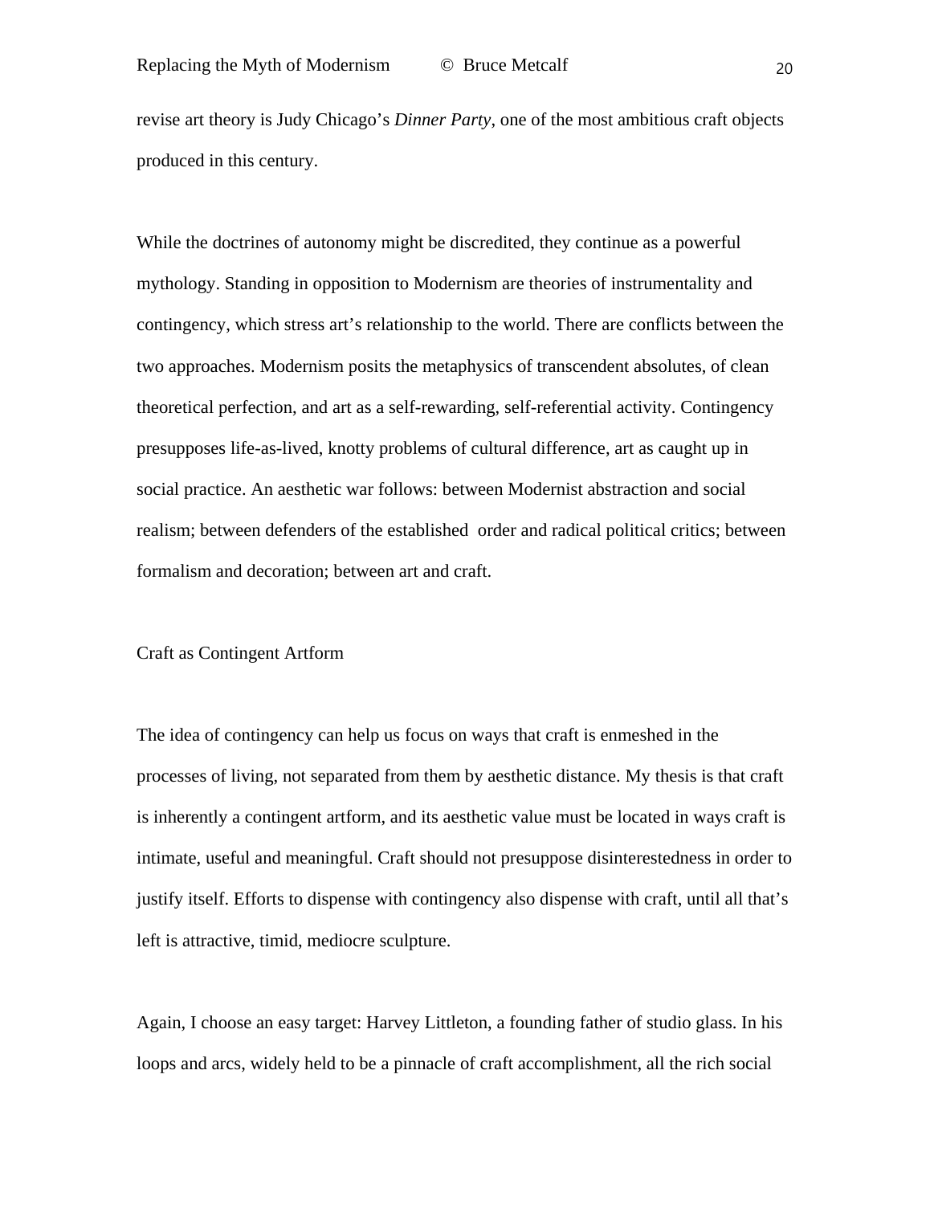revise art theory is Judy Chicago's *Dinner Party*, one of the most ambitious craft objects produced in this century.

While the doctrines of autonomy might be discredited, they continue as a powerful mythology. Standing in opposition to Modernism are theories of instrumentality and contingency, which stress art's relationship to the world. There are conflicts between the two approaches. Modernism posits the metaphysics of transcendent absolutes, of clean theoretical perfection, and art as a self-rewarding, self-referential activity. Contingency presupposes life-as-lived, knotty problems of cultural difference, art as caught up in social practice. An aesthetic war follows: between Modernist abstraction and social realism; between defenders of the established order and radical political critics; between formalism and decoration; between art and craft.

## Craft as Contingent Artform

The idea of contingency can help us focus on ways that craft is enmeshed in the processes of living, not separated from them by aesthetic distance. My thesis is that craft is inherently a contingent artform, and its aesthetic value must be located in ways craft is intimate, useful and meaningful. Craft should not presuppose disinterestedness in order to justify itself. Efforts to dispense with contingency also dispense with craft, until all that's left is attractive, timid, mediocre sculpture.

Again, I choose an easy target: Harvey Littleton, a founding father of studio glass. In his loops and arcs, widely held to be a pinnacle of craft accomplishment, all the rich social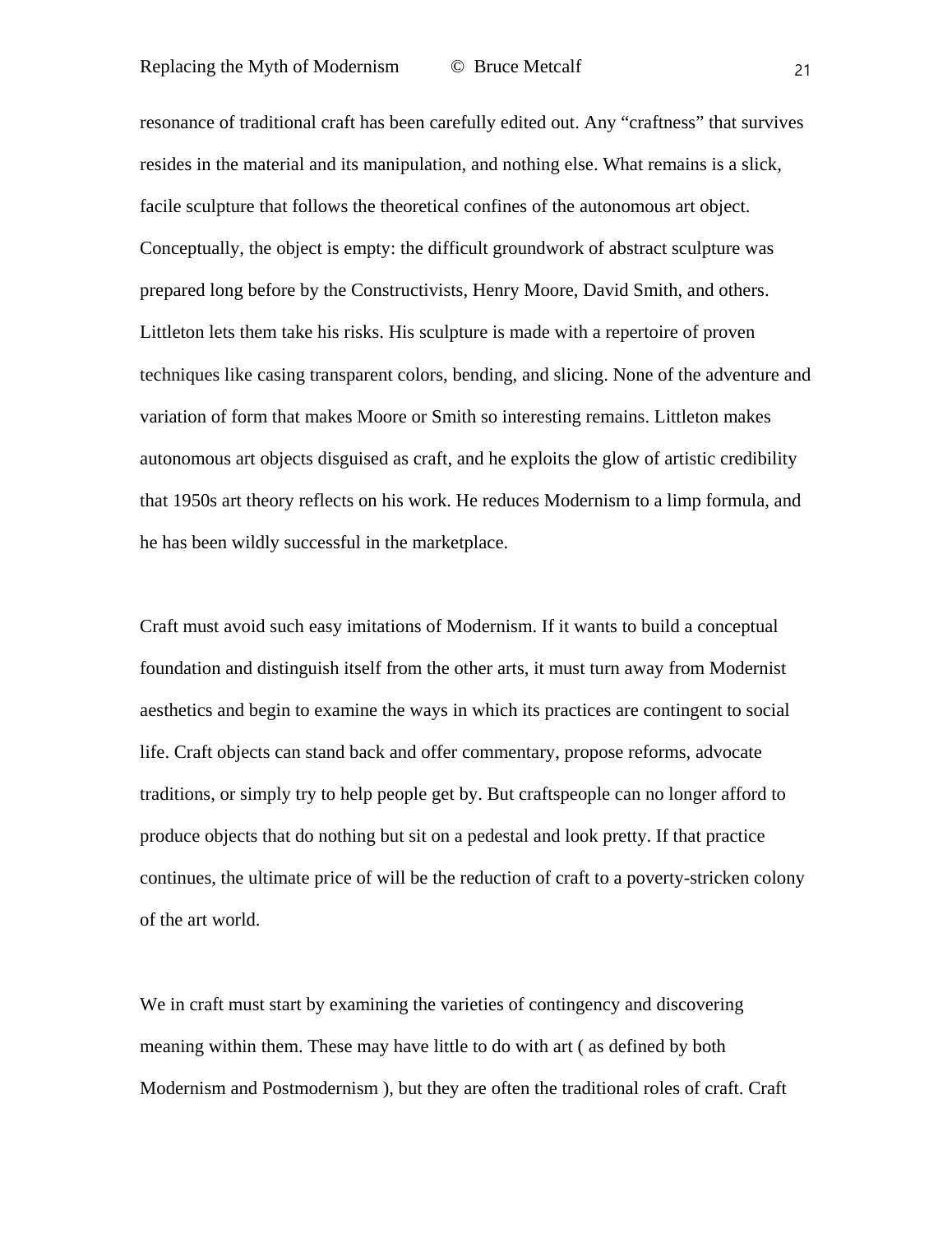resonance of traditional craft has been carefully edited out. Any “craftness” that survives resides in the material and its manipulation, and nothing else. What remains is a slick, facile sculpture that follows the theoretical confines of the autonomous art object. Conceptually, the object is empty: the difficult groundwork of abstract sculpture was prepared long before by the Constructivists, Henry Moore, David Smith, and others. Littleton lets them take his risks. His sculpture is made with a repertoire of proven techniques like casing transparent colors, bending, and slicing. None of the adventure and variation of form that makes Moore or Smith so interesting remains. Littleton makes autonomous art objects disguised as craft, and he exploits the glow of artistic credibility that 1950s art theory reflects on his work. He reduces Modernism to a limp formula, and he has been wildly successful in the marketplace.

Craft must avoid such easy imitations of Modernism. If it wants to build a conceptual foundation and distinguish itself from the other arts, it must turn away from Modernist aesthetics and begin to examine the ways in which its practices are contingent to social life. Craft objects can stand back and offer commentary, propose reforms, advocate traditions, or simply try to help people get by. But craftspeople can no longer afford to produce objects that do nothing but sit on a pedestal and look pretty. If that practice continues, the ultimate price of will be the reduction of craft to a poverty-stricken colony of the art world.

We in craft must start by examining the varieties of contingency and discovering meaning within them. These may have little to do with art ( as defined by both Modernism and Postmodernism ), but they are often the traditional roles of craft. Craft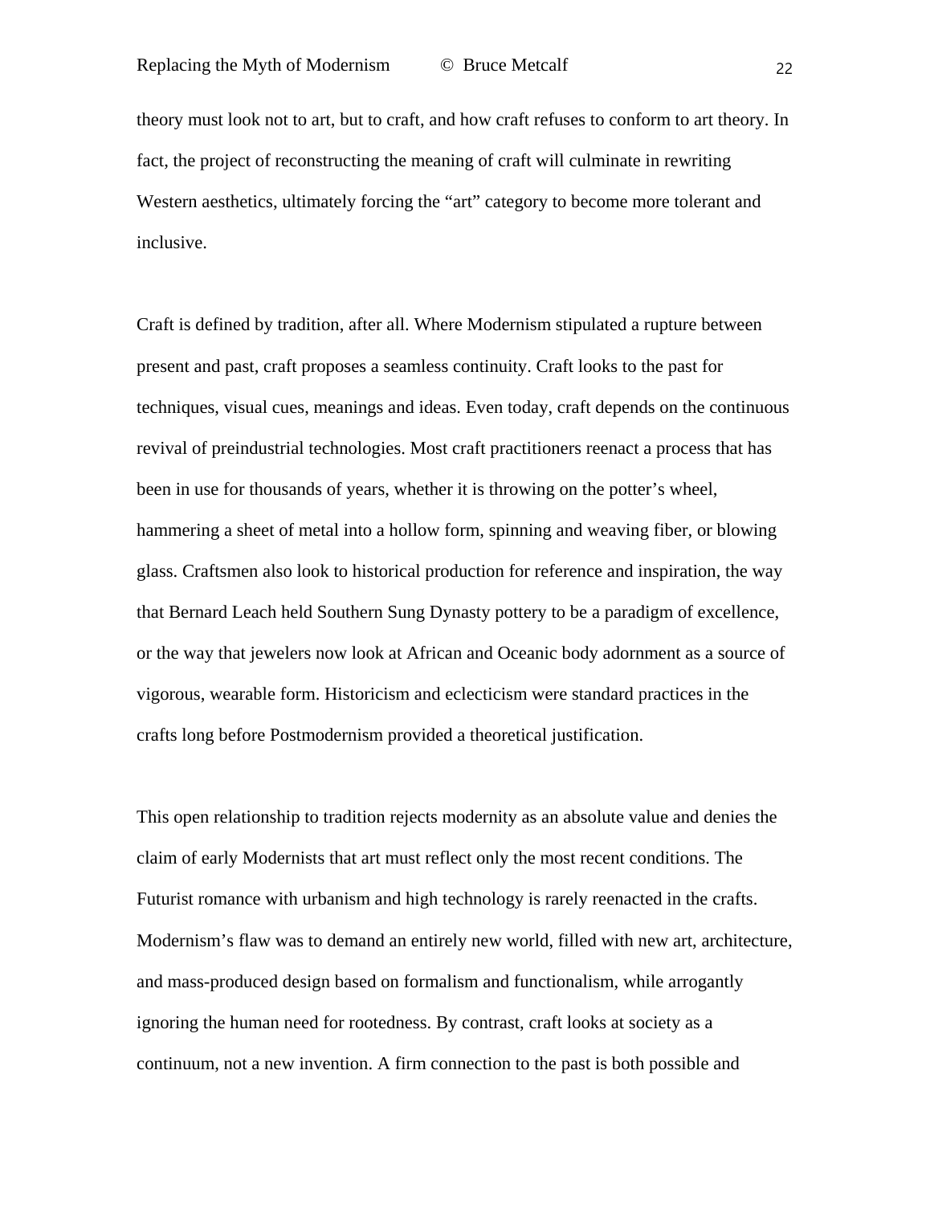theory must look not to art, but to craft, and how craft refuses to conform to art theory. In fact, the project of reconstructing the meaning of craft will culminate in rewriting Western aesthetics, ultimately forcing the "art" category to become more tolerant and inclusive.

Craft is defined by tradition, after all. Where Modernism stipulated a rupture between present and past, craft proposes a seamless continuity. Craft looks to the past for techniques, visual cues, meanings and ideas. Even today, craft depends on the continuous revival of preindustrial technologies. Most craft practitioners reenact a process that has been in use for thousands of years, whether it is throwing on the potter's wheel, hammering a sheet of metal into a hollow form, spinning and weaving fiber, or blowing glass. Craftsmen also look to historical production for reference and inspiration, the way that Bernard Leach held Southern Sung Dynasty pottery to be a paradigm of excellence, or the way that jewelers now look at African and Oceanic body adornment as a source of vigorous, wearable form. Historicism and eclecticism were standard practices in the crafts long before Postmodernism provided a theoretical justification.

This open relationship to tradition rejects modernity as an absolute value and denies the claim of early Modernists that art must reflect only the most recent conditions. The Futurist romance with urbanism and high technology is rarely reenacted in the crafts. Modernism's flaw was to demand an entirely new world, filled with new art, architecture, and mass-produced design based on formalism and functionalism, while arrogantly ignoring the human need for rootedness. By contrast, craft looks at society as a continuum, not a new invention. A firm connection to the past is both possible and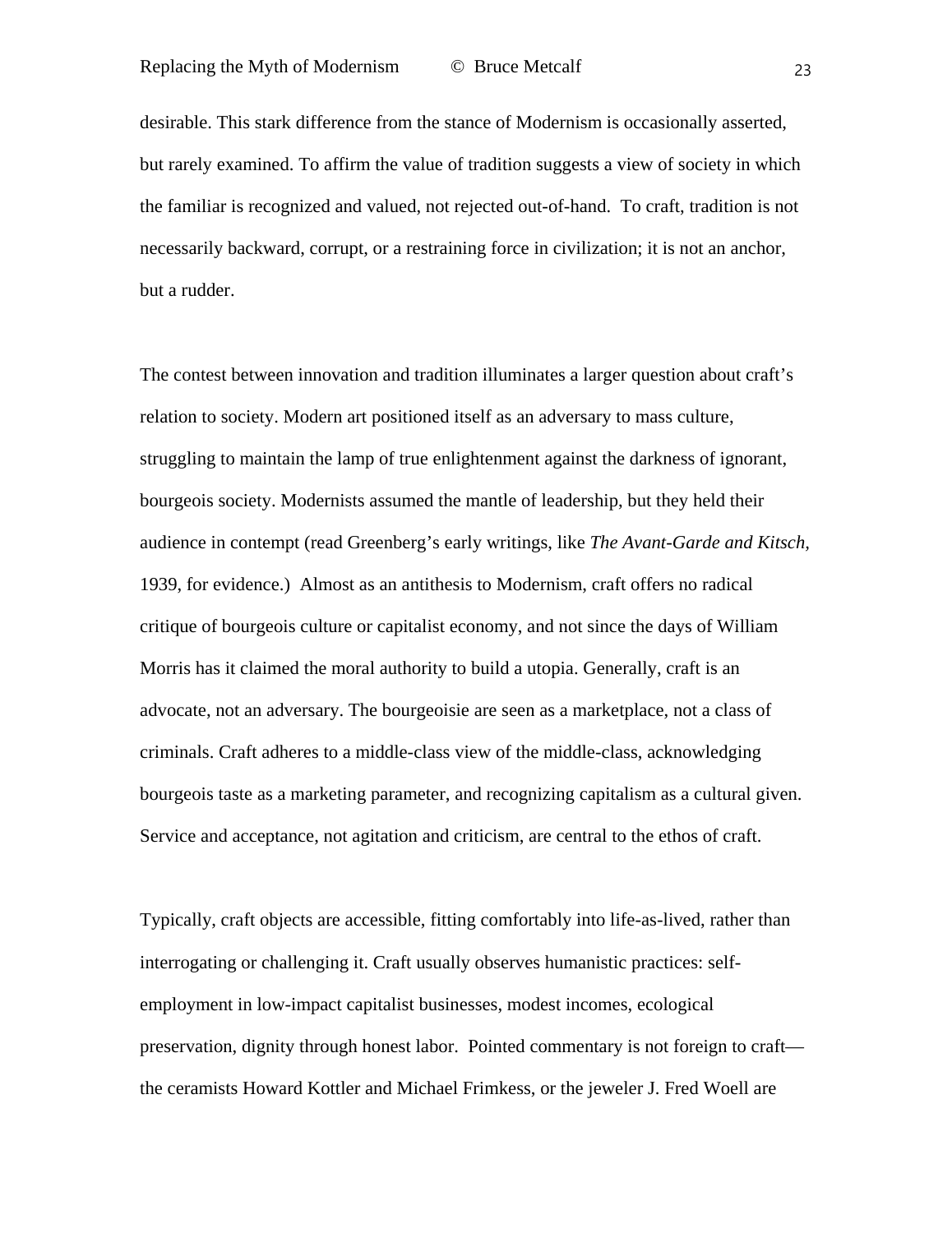desirable. This stark difference from the stance of Modernism is occasionally asserted, but rarely examined. To affirm the value of tradition suggests a view of society in which the familiar is recognized and valued, not rejected out-of-hand. To craft, tradition is not necessarily backward, corrupt, or a restraining force in civilization; it is not an anchor, but a rudder.

The contest between innovation and tradition illuminates a larger question about craft's relation to society. Modern art positioned itself as an adversary to mass culture, struggling to maintain the lamp of true enlightenment against the darkness of ignorant, bourgeois society. Modernists assumed the mantle of leadership, but they held their audience in contempt (read Greenberg's early writings, like *The Avant-Garde and Kitsch*, 1939, for evidence.) Almost as an antithesis to Modernism, craft offers no radical critique of bourgeois culture or capitalist economy, and not since the days of William Morris has it claimed the moral authority to build a utopia. Generally, craft is an advocate, not an adversary. The bourgeoisie are seen as a marketplace, not a class of criminals. Craft adheres to a middle-class view of the middle-class, acknowledging bourgeois taste as a marketing parameter, and recognizing capitalism as a cultural given. Service and acceptance, not agitation and criticism, are central to the ethos of craft.

Typically, craft objects are accessible, fitting comfortably into life-as-lived, rather than interrogating or challenging it. Craft usually observes humanistic practices: self-employment in low-impact capitalist businesses, modest incomes, ecological preservation, dignity through honest labor. Pointed commentary is not foreign to craft—the ceramists Howard Kottler and Michael Frimkess, or the jeweler J. Fred Woell are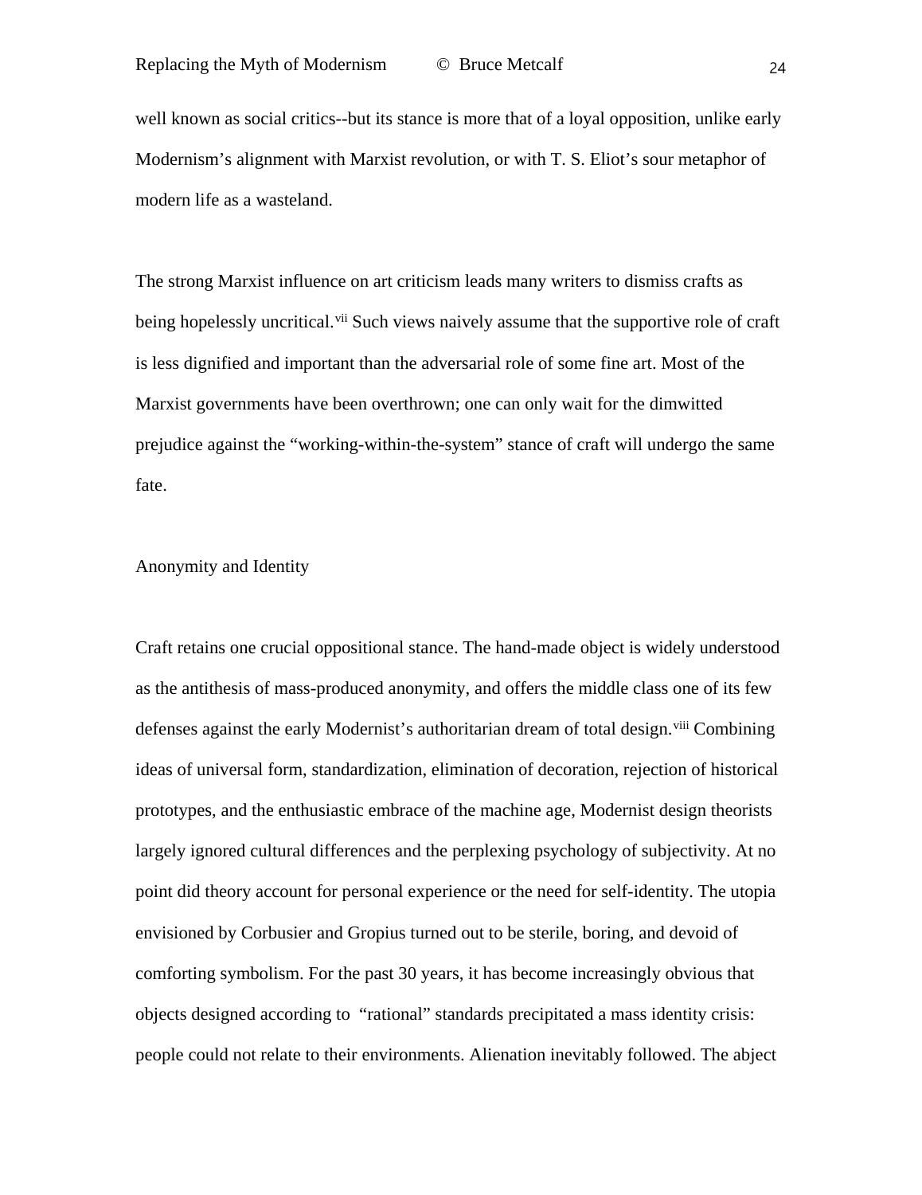well known as social critics--but its stance is more that of a loyal opposition, unlike early Modernism's alignment with Marxist revolution, or with T. S. Eliot's sour metaphor of modern life as a wasteland.

The strong Marxist influence on art criticism leads many writers to dismiss crafts as being hopelessly uncritical.[vii] Such views naively assume that the supportive role of craft is less dignified and important than the adversarial role of some fine art. Most of the Marxist governments have been overthrown; one can only wait for the dimwitted prejudice against the "working-within-the-system" stance of craft will undergo the same fate.

## Anonymity and Identity

Craft retains one crucial oppositional stance. The hand-made object is widely understood as the antithesis of mass-produced anonymity, and offers the middle class one of its few defenses against the early Modernist's authoritarian dream of total design.[viii] Combining ideas of universal form, standardization, elimination of decoration, rejection of historical prototypes, and the enthusiastic embrace of the machine age, Modernist design theorists largely ignored cultural differences and the perplexing psychology of subjectivity. At no point did theory account for personal experience or the need for self-identity. The utopia envisioned by Corbusier and Gropius turned out to be sterile, boring, and devoid of comforting symbolism. For the past 30 years, it has become increasingly obvious that objects designed according to "rational" standards precipitated a mass identity crisis: people could not relate to their environments. Alienation inevitably followed. The abject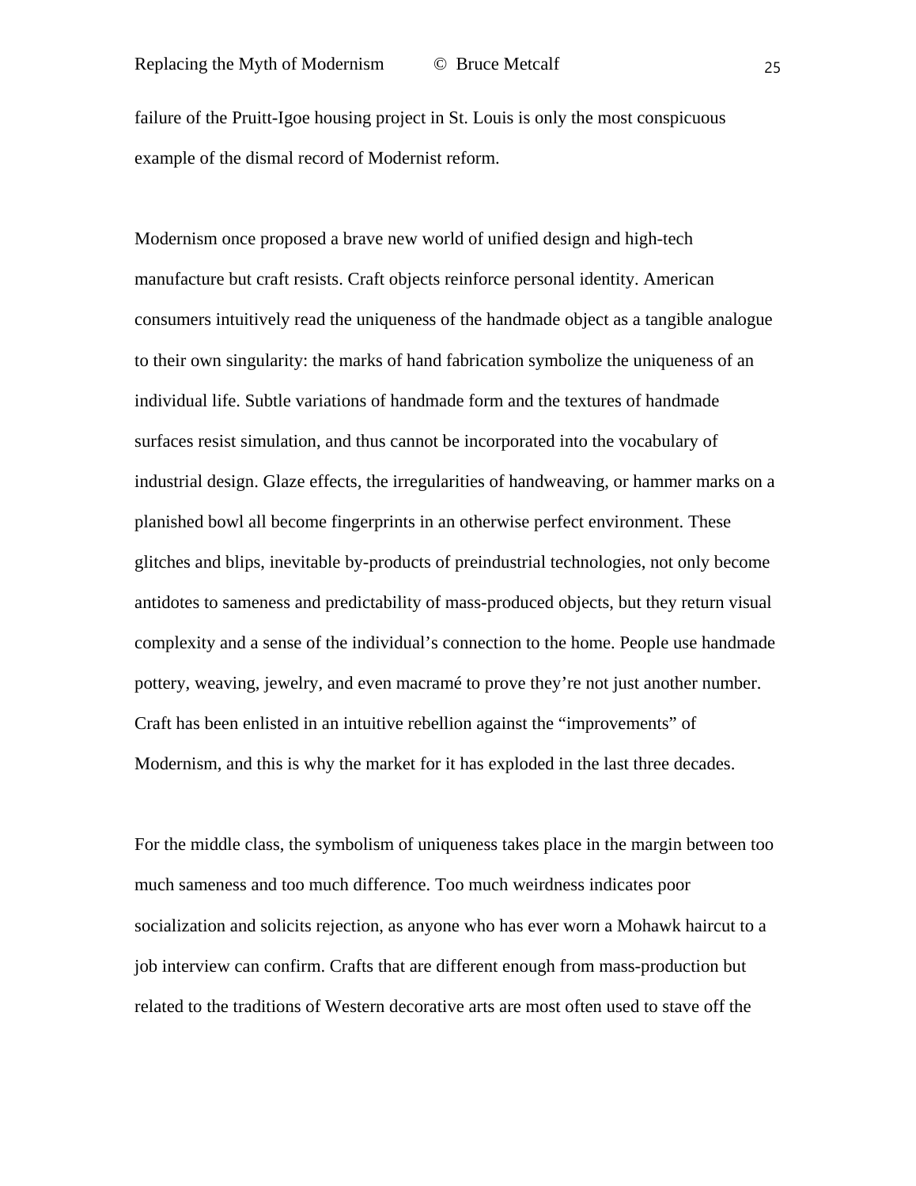failure of the Pruitt-Igoe housing project in St. Louis is only the most conspicuous example of the dismal record of Modernist reform.

Modernism once proposed a brave new world of unified design and high-tech manufacture but craft resists. Craft objects reinforce personal identity. American consumers intuitively read the uniqueness of the handmade object as a tangible analogue to their own singularity: the marks of hand fabrication symbolize the uniqueness of an individual life. Subtle variations of handmade form and the textures of handmade surfaces resist simulation, and thus cannot be incorporated into the vocabulary of industrial design. Glaze effects, the irregularities of handweaving, or hammer marks on a planished bowl all become fingerprints in an otherwise perfect environment. These glitches and blips, inevitable by-products of preindustrial technologies, not only become antidotes to sameness and predictability of mass-produced objects, but they return visual complexity and a sense of the individual's connection to the home. People use handmade pottery, weaving, jewelry, and even macramé to prove they're not just another number. Craft has been enlisted in an intuitive rebellion against the "improvements" of Modernism, and this is why the market for it has exploded in the last three decades.

For the middle class, the symbolism of uniqueness takes place in the margin between too much sameness and too much difference. Too much weirdness indicates poor socialization and solicits rejection, as anyone who has ever worn a Mohawk haircut to a job interview can confirm. Crafts that are different enough from mass-production but related to the traditions of Western decorative arts are most often used to stave off the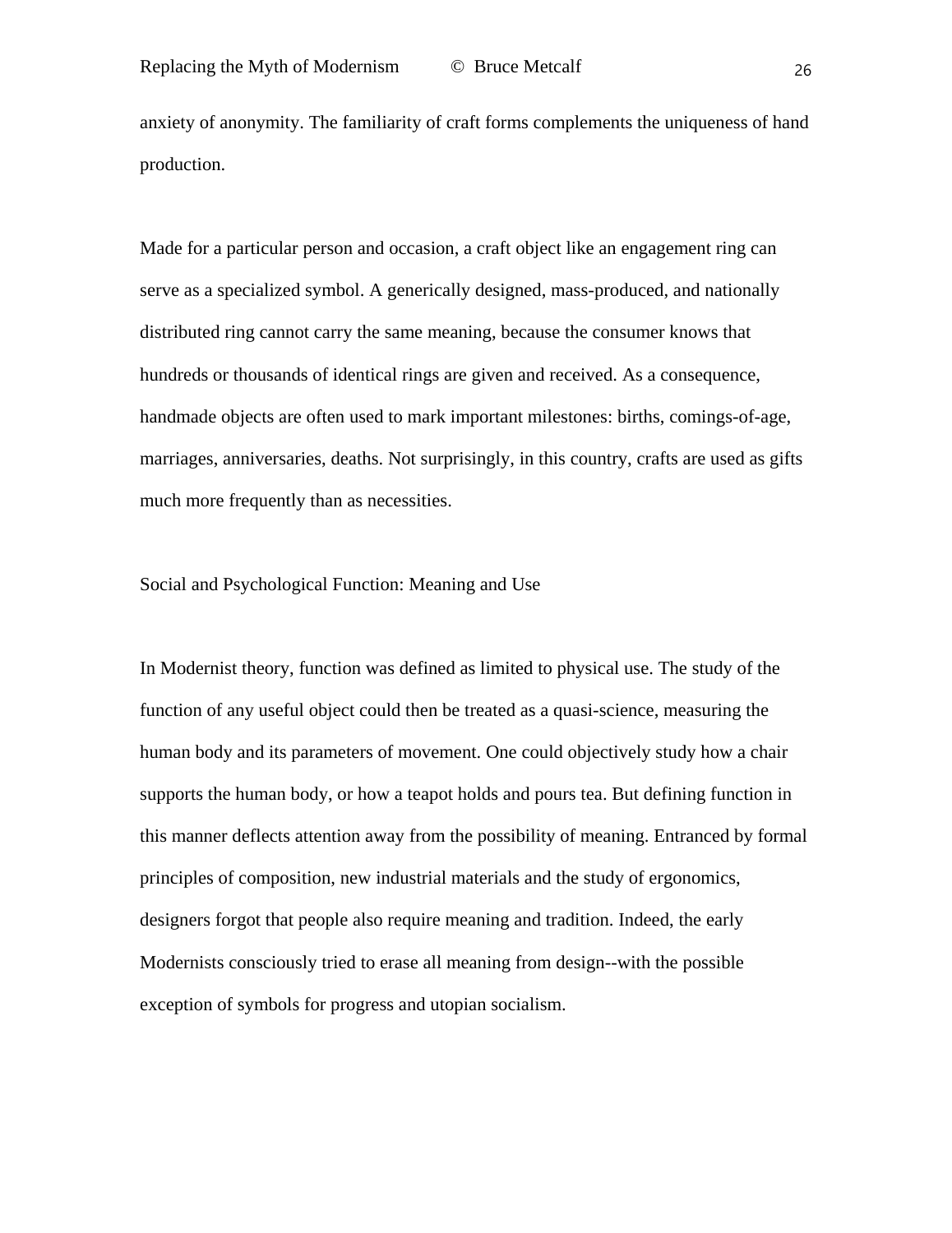anxiety of anonymity. The familiarity of craft forms complements the uniqueness of hand production.

Made for a particular person and occasion, a craft object like an engagement ring can serve as a specialized symbol. A generically designed, mass-produced, and nationally distributed ring cannot carry the same meaning, because the consumer knows that hundreds or thousands of identical rings are given and received. As a consequence, handmade objects are often used to mark important milestones: births, comings-of-age, marriages, anniversaries, deaths. Not surprisingly, in this country, crafts are used as gifts much more frequently than as necessities.

## Social and Psychological Function: Meaning and Use

In Modernist theory, function was defined as limited to physical use. The study of the function of any useful object could then be treated as a quasi-science, measuring the human body and its parameters of movement. One could objectively study how a chair supports the human body, or how a teapot holds and pours tea. But defining function in this manner deflects attention away from the possibility of meaning. Entranced by formal principles of composition, new industrial materials and the study of ergonomics, designers forgot that people also require meaning and tradition. Indeed, the early Modernists consciously tried to erase all meaning from design--with the possible exception of symbols for progress and utopian socialism.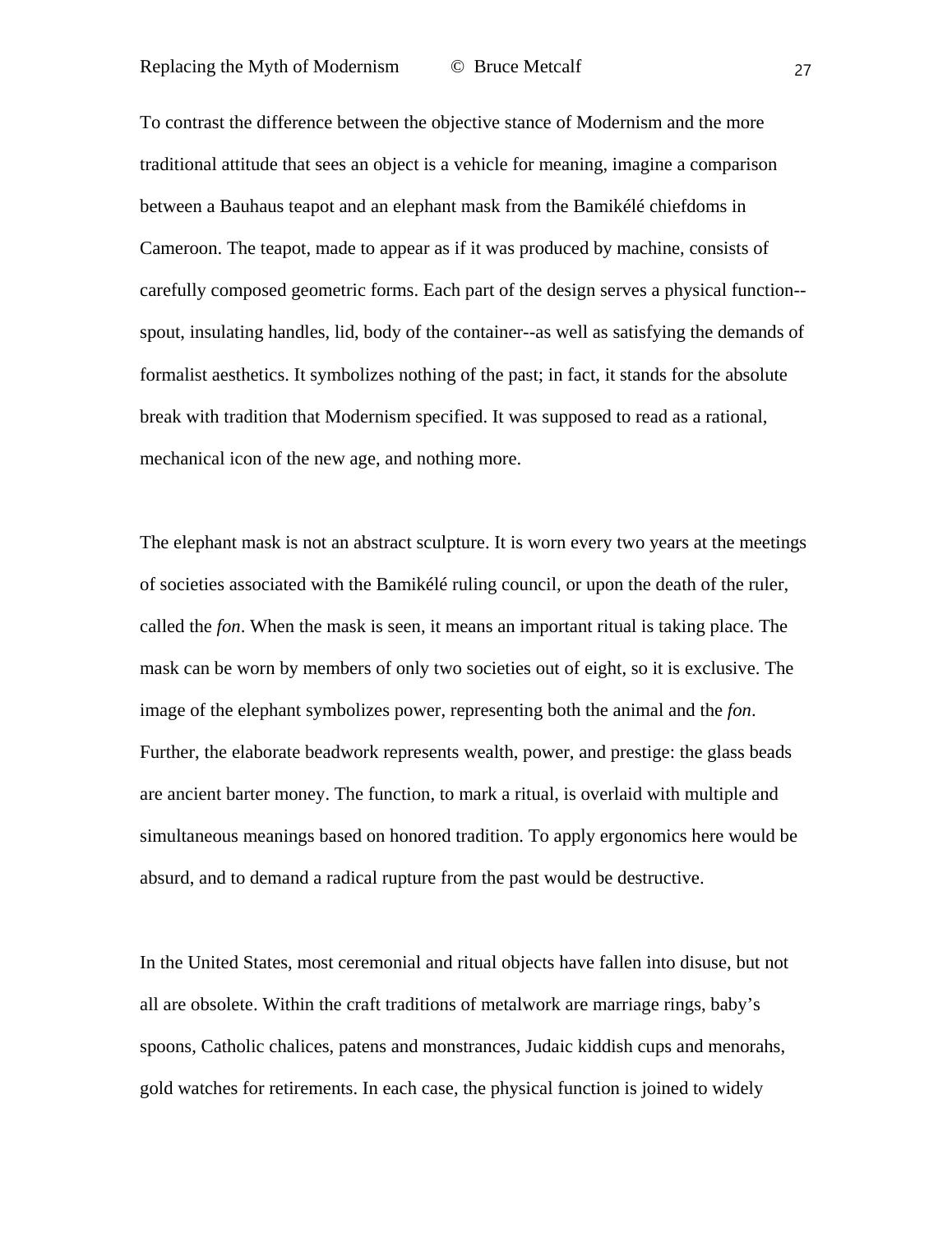To contrast the difference between the objective stance of Modernism and the more traditional attitude that sees an object is a vehicle for meaning, imagine a comparison between a Bauhaus teapot and an elephant mask from the Bamikélé chiefdoms in Cameroon. The teapot, made to appear as if it was produced by machine, consists of carefully composed geometric forms. Each part of the design serves a physical function--spout, insulating handles, lid, body of the container--as well as satisfying the demands of formalist aesthetics. It symbolizes nothing of the past; in fact, it stands for the absolute break with tradition that Modernism specified. It was supposed to read as a rational, mechanical icon of the new age, and nothing more.

The elephant mask is not an abstract sculpture. It is worn every two years at the meetings of societies associated with the Bamikélé ruling council, or upon the death of the ruler, called the *fon*. When the mask is seen, it means an important ritual is taking place. The mask can be worn by members of only two societies out of eight, so it is exclusive. The image of the elephant symbolizes power, representing both the animal and the *fon*. Further, the elaborate beadwork represents wealth, power, and prestige: the glass beads are ancient barter money. The function, to mark a ritual, is overlaid with multiple and simultaneous meanings based on honored tradition. To apply ergonomics here would be absurd, and to demand a radical rupture from the past would be destructive.

In the United States, most ceremonial and ritual objects have fallen into disuse, but not all are obsolete. Within the craft traditions of metalwork are marriage rings, baby's spoons, Catholic chalices, patens and monstrances, Judaic kiddish cups and menorahs, gold watches for retirements. In each case, the physical function is joined to widely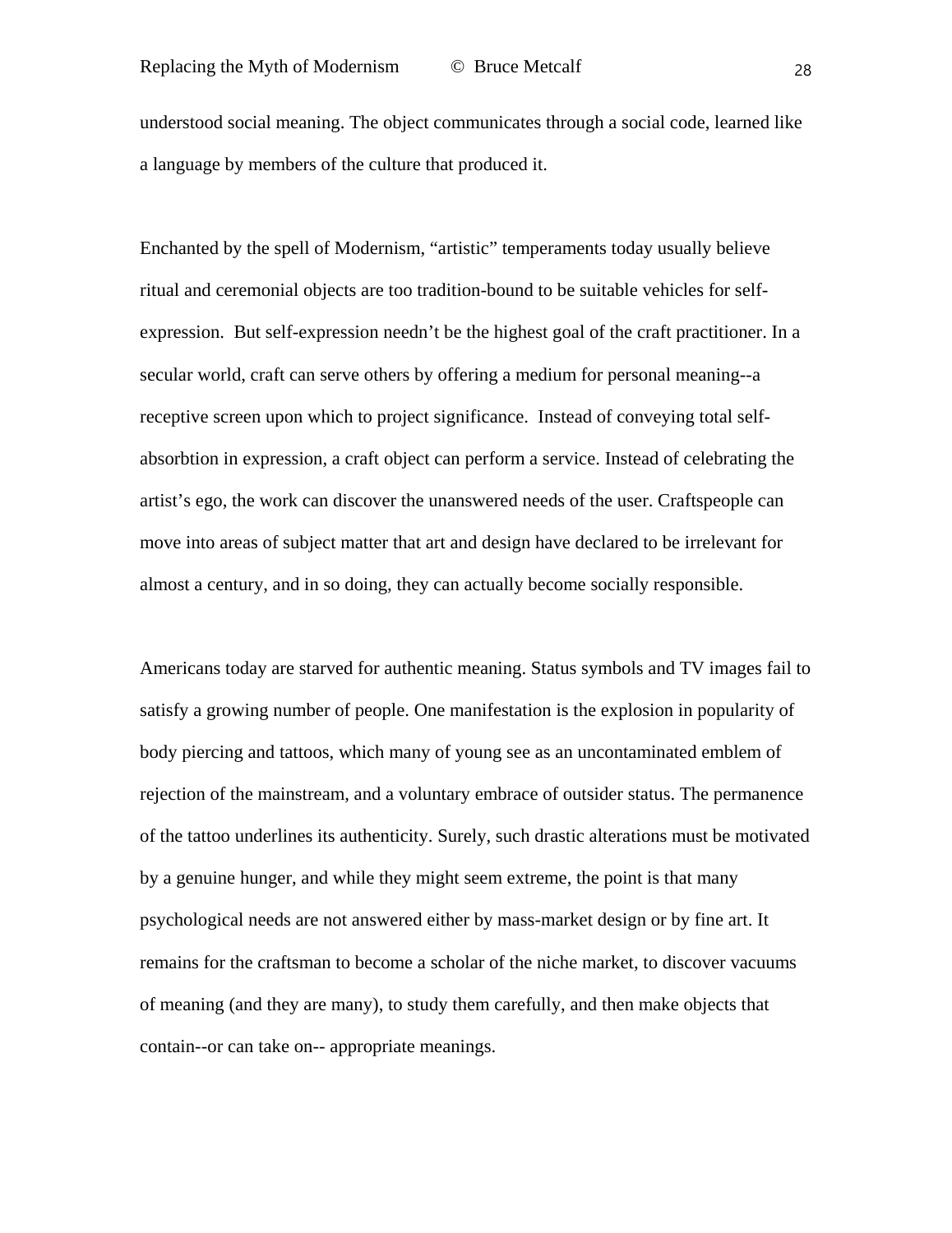understood social meaning. The object communicates through a social code, learned like a language by members of the culture that produced it.

Enchanted by the spell of Modernism, “artistic” temperaments today usually believe ritual and ceremonial objects are too tradition-bound to be suitable vehicles for self-expression. But self-expression needn’t be the highest goal of the craft practitioner. In a secular world, craft can serve others by offering a medium for personal meaning--a receptive screen upon which to project significance. Instead of conveying total self-absorbtion in expression, a craft object can perform a service. Instead of celebrating the artist’s ego, the work can discover the unanswered needs of the user. Craftspeople can move into areas of subject matter that art and design have declared to be irrelevant for almost a century, and in so doing, they can actually become socially responsible.

Americans today are starved for authentic meaning. Status symbols and TV images fail to satisfy a growing number of people. One manifestation is the explosion in popularity of body piercing and tattoos, which many of young see as an uncontaminated emblem of rejection of the mainstream, and a voluntary embrace of outsider status. The permanence of the tattoo underlines its authenticity. Surely, such drastic alterations must be motivated by a genuine hunger, and while they might seem extreme, the point is that many psychological needs are not answered either by mass-market design or by fine art. It remains for the craftsman to become a scholar of the niche market, to discover vacuums of meaning (and they are many), to study them carefully, and then make objects that contain--or can take on-- appropriate meanings.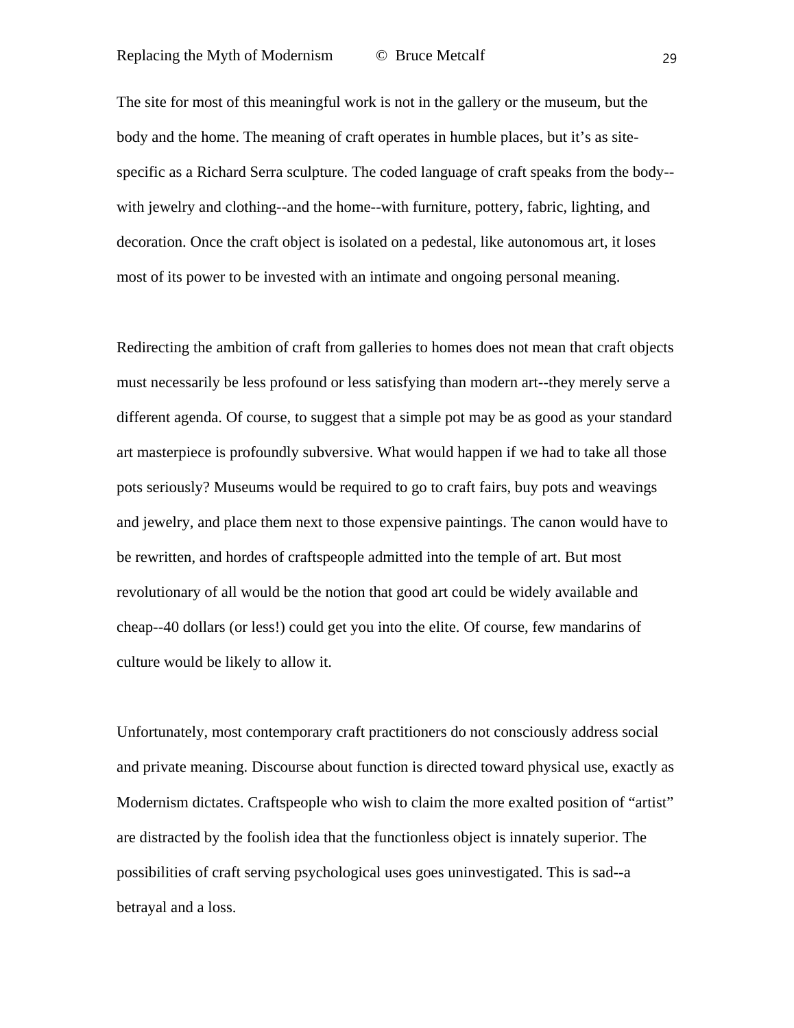The site for most of this meaningful work is not in the gallery or the museum, but the body and the home. The meaning of craft operates in humble places, but it’s as site-specific as a Richard Serra sculpture. The coded language of craft speaks from the body--with jewelry and clothing--and the home--with furniture, pottery, fabric, lighting, and decoration. Once the craft object is isolated on a pedestal, like autonomous art, it loses most of its power to be invested with an intimate and ongoing personal meaning.

Redirecting the ambition of craft from galleries to homes does not mean that craft objects must necessarily be less profound or less satisfying than modern art--they merely serve a different agenda. Of course, to suggest that a simple pot may be as good as your standard art masterpiece is profoundly subversive. What would happen if we had to take all those pots seriously? Museums would be required to go to craft fairs, buy pots and weavings and jewelry, and place them next to those expensive paintings. The canon would have to be rewritten, and hordes of craftspeople admitted into the temple of art. But most revolutionary of all would be the notion that good art could be widely available and cheap--40 dollars (or less!) could get you into the elite. Of course, few mandarins of culture would be likely to allow it.

Unfortunately, most contemporary craft practitioners do not consciously address social and private meaning. Discourse about function is directed toward physical use, exactly as Modernism dictates. Craftspeople who wish to claim the more exalted position of “artist” are distracted by the foolish idea that the functionless object is innately superior. The possibilities of craft serving psychological uses goes uninvestigated. This is sad--a betrayal and a loss.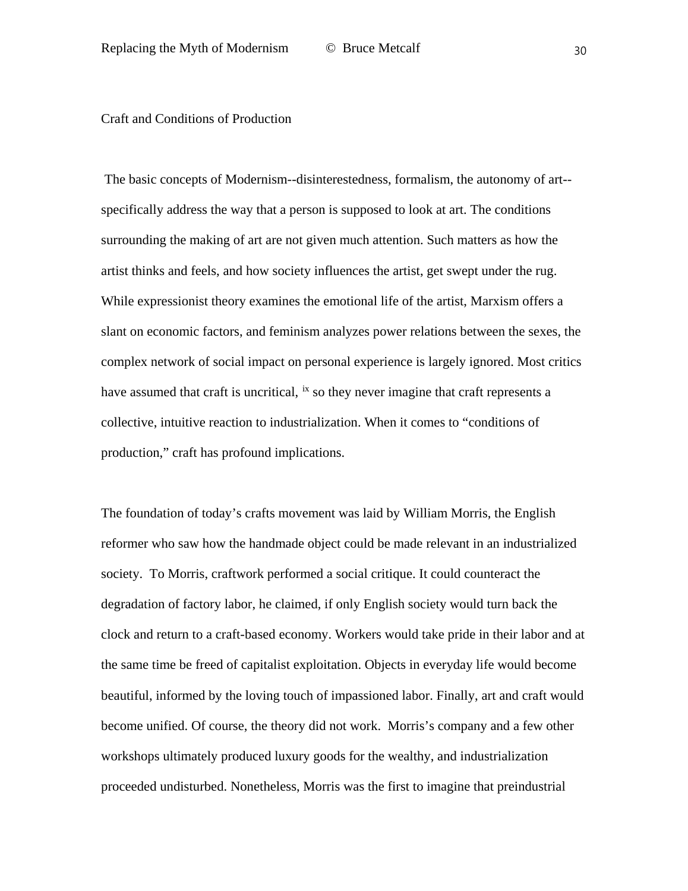## Craft and Conditions of Production

The basic concepts of Modernism--disinterestedness, formalism, the autonomy of art--specifically address the way that a person is supposed to look at art. The conditions surrounding the making of art are not given much attention. Such matters as how the artist thinks and feels, and how society influences the artist, get swept under the rug. While expressionist theory examines the emotional life of the artist, Marxism offers a slant on economic factors, and feminism analyzes power relations between the sexes, the complex network of social impact on personal experience is largely ignored. Most critics have assumed that craft is uncritical, [ix] so they never imagine that craft represents a collective, intuitive reaction to industrialization. When it comes to "conditions of production," craft has profound implications.

The foundation of today's crafts movement was laid by William Morris, the English reformer who saw how the handmade object could be made relevant in an industrialized society. To Morris, craftwork performed a social critique. It could counteract the degradation of factory labor, he claimed, if only English society would turn back the clock and return to a craft-based economy. Workers would take pride in their labor and at the same time be freed of capitalist exploitation. Objects in everyday life would become beautiful, informed by the loving touch of impassioned labor. Finally, art and craft would become unified. Of course, the theory did not work. Morris's company and a few other workshops ultimately produced luxury goods for the wealthy, and industrialization proceeded undisturbed. Nonetheless, Morris was the first to imagine that preindustrial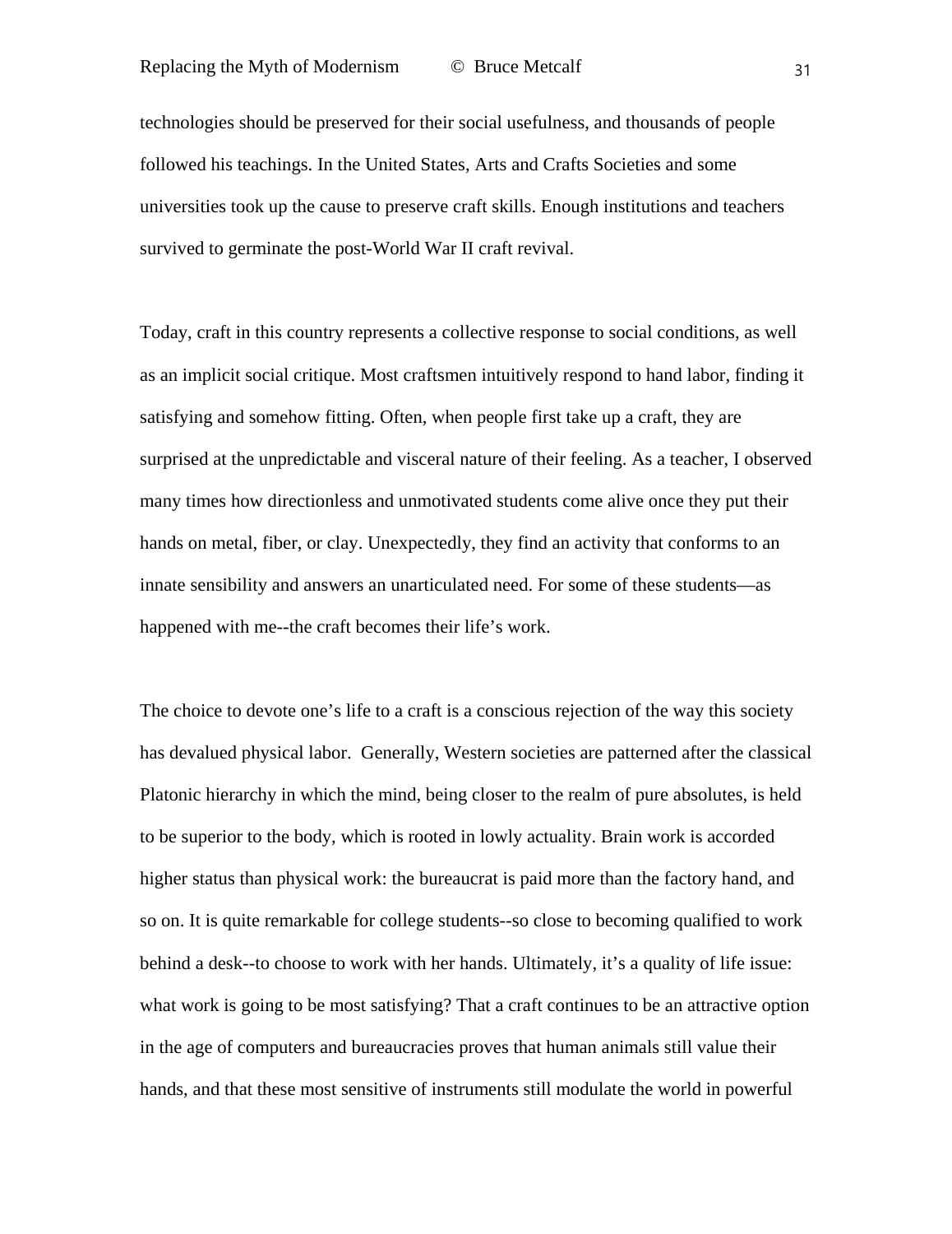technologies should be preserved for their social usefulness, and thousands of people followed his teachings. In the United States, Arts and Crafts Societies and some universities took up the cause to preserve craft skills. Enough institutions and teachers survived to germinate the post-World War II craft revival.

Today, craft in this country represents a collective response to social conditions, as well as an implicit social critique. Most craftsmen intuitively respond to hand labor, finding it satisfying and somehow fitting. Often, when people first take up a craft, they are surprised at the unpredictable and visceral nature of their feeling. As a teacher, I observed many times how directionless and unmotivated students come alive once they put their hands on metal, fiber, or clay. Unexpectedly, they find an activity that conforms to an innate sensibility and answers an unarticulated need. For some of these students—as happened with me--the craft becomes their life's work.

The choice to devote one's life to a craft is a conscious rejection of the way this society has devalued physical labor. Generally, Western societies are patterned after the classical Platonic hierarchy in which the mind, being closer to the realm of pure absolutes, is held to be superior to the body, which is rooted in lowly actuality. Brain work is accorded higher status than physical work: the bureaucrat is paid more than the factory hand, and so on. It is quite remarkable for college students--so close to becoming qualified to work behind a desk--to choose to work with her hands. Ultimately, it's a quality of life issue: what work is going to be most satisfying? That a craft continues to be an attractive option in the age of computers and bureaucracies proves that human animals still value their hands, and that these most sensitive of instruments still modulate the world in powerful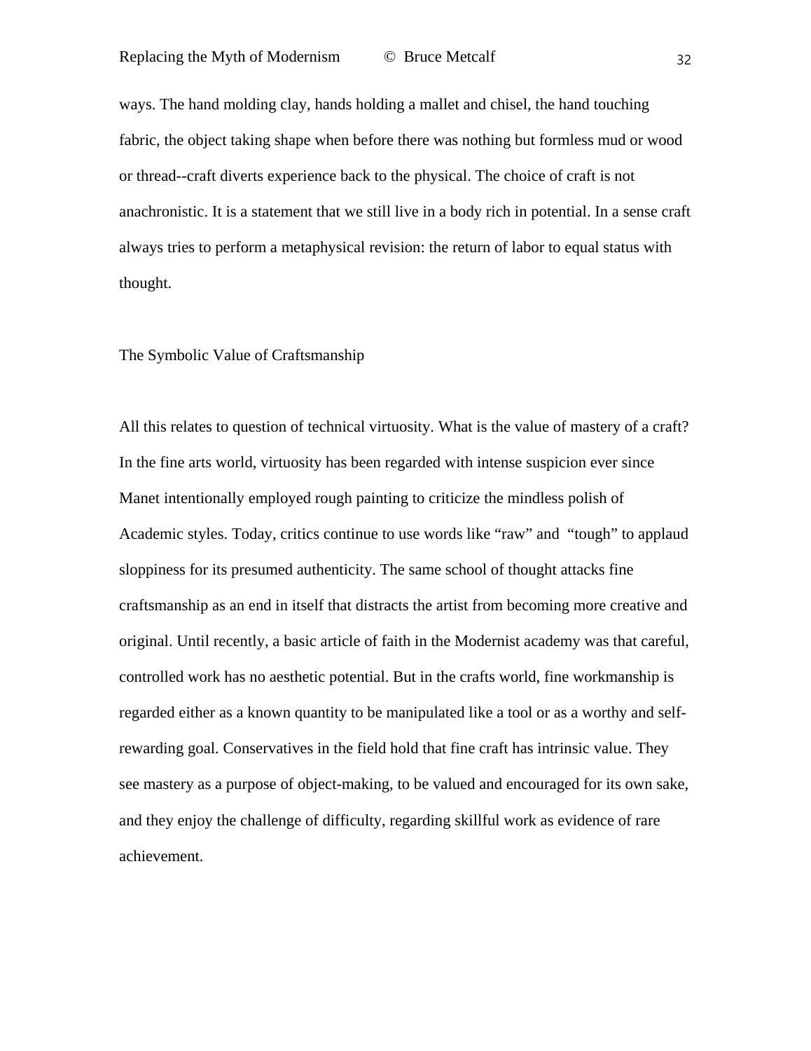ways. The hand molding clay, hands holding a mallet and chisel, the hand touching fabric, the object taking shape when before there was nothing but formless mud or wood or thread--craft diverts experience back to the physical. The choice of craft is not anachronistic. It is a statement that we still live in a body rich in potential. In a sense craft always tries to perform a metaphysical revision: the return of labor to equal status with thought.

## The Symbolic Value of Craftsmanship

All this relates to question of technical virtuosity. What is the value of mastery of a craft? In the fine arts world, virtuosity has been regarded with intense suspicion ever since Manet intentionally employed rough painting to criticize the mindless polish of Academic styles. Today, critics continue to use words like “raw” and “tough” to applaud sloppiness for its presumed authenticity. The same school of thought attacks fine craftsmanship as an end in itself that distracts the artist from becoming more creative and original. Until recently, a basic article of faith in the Modernist academy was that careful, controlled work has no aesthetic potential. But in the crafts world, fine workmanship is regarded either as a known quantity to be manipulated like a tool or as a worthy and self-rewarding goal. Conservatives in the field hold that fine craft has intrinsic value. They see mastery as a purpose of object-making, to be valued and encouraged for its own sake, and they enjoy the challenge of difficulty, regarding skillful work as evidence of rare achievement.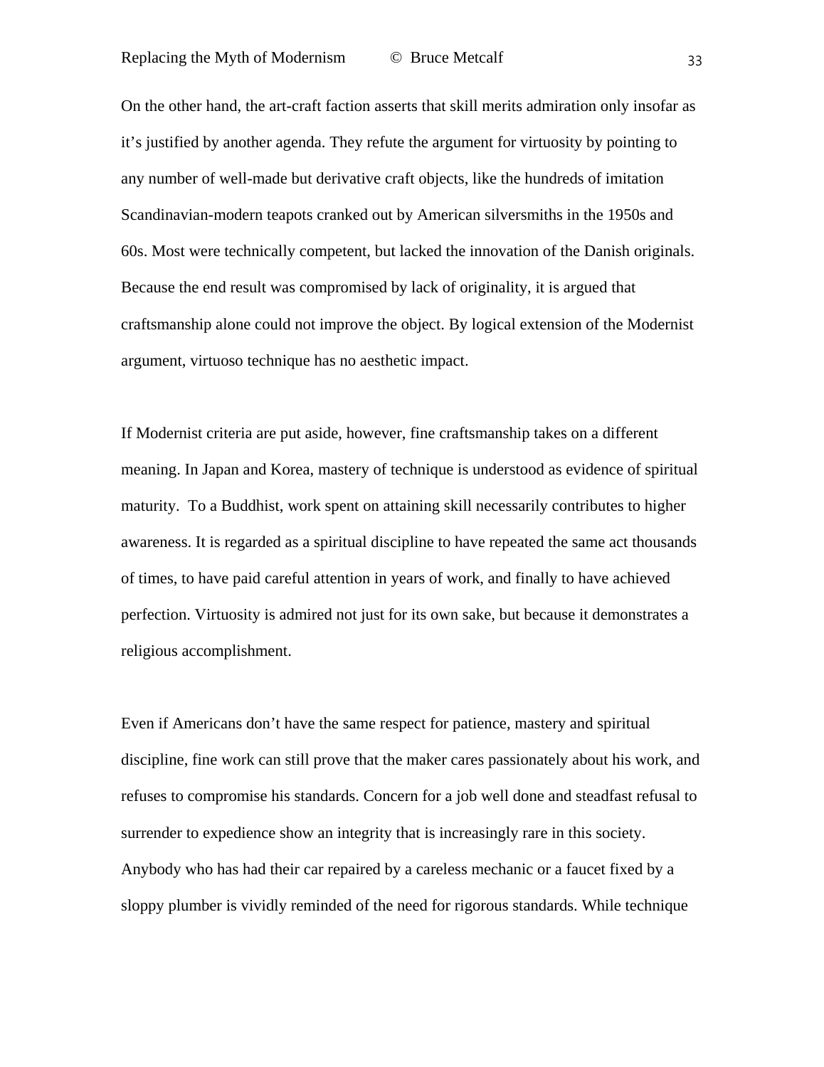On the other hand, the art-craft faction asserts that skill merits admiration only insofar as it's justified by another agenda. They refute the argument for virtuosity by pointing to any number of well-made but derivative craft objects, like the hundreds of imitation Scandinavian-modern teapots cranked out by American silversmiths in the 1950s and 60s. Most were technically competent, but lacked the innovation of the Danish originals. Because the end result was compromised by lack of originality, it is argued that craftsmanship alone could not improve the object. By logical extension of the Modernist argument, virtuoso technique has no aesthetic impact.

If Modernist criteria are put aside, however, fine craftsmanship takes on a different meaning. In Japan and Korea, mastery of technique is understood as evidence of spiritual maturity. To a Buddhist, work spent on attaining skill necessarily contributes to higher awareness. It is regarded as a spiritual discipline to have repeated the same act thousands of times, to have paid careful attention in years of work, and finally to have achieved perfection. Virtuosity is admired not just for its own sake, but because it demonstrates a religious accomplishment.

Even if Americans don't have the same respect for patience, mastery and spiritual discipline, fine work can still prove that the maker cares passionately about his work, and refuses to compromise his standards. Concern for a job well done and steadfast refusal to surrender to expedience show an integrity that is increasingly rare in this society. Anybody who has had their car repaired by a careless mechanic or a faucet fixed by a sloppy plumber is vividly reminded of the need for rigorous standards. While technique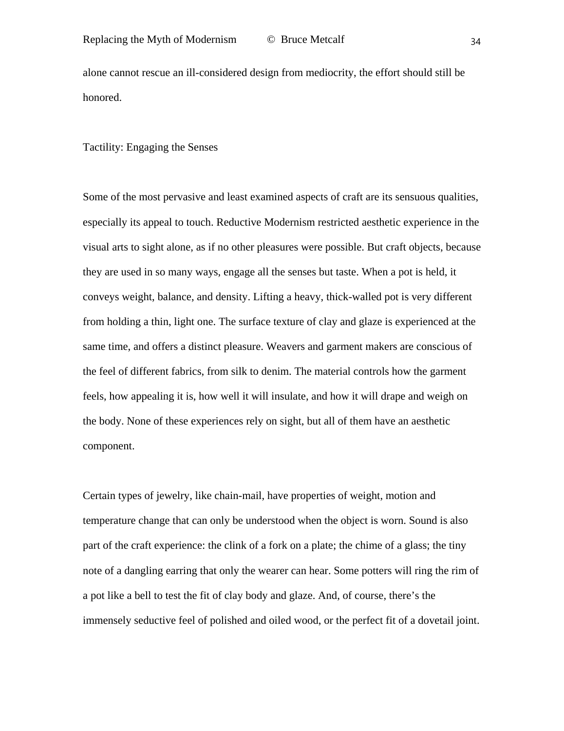alone cannot rescue an ill-considered design from mediocrity, the effort should still be honored.

## Tactility: Engaging the Senses

Some of the most pervasive and least examined aspects of craft are its sensuous qualities, especially its appeal to touch. Reductive Modernism restricted aesthetic experience in the visual arts to sight alone, as if no other pleasures were possible. But craft objects, because they are used in so many ways, engage all the senses but taste. When a pot is held, it conveys weight, balance, and density. Lifting a heavy, thick-walled pot is very different from holding a thin, light one. The surface texture of clay and glaze is experienced at the same time, and offers a distinct pleasure. Weavers and garment makers are conscious of the feel of different fabrics, from silk to denim. The material controls how the garment feels, how appealing it is, how well it will insulate, and how it will drape and weigh on the body. None of these experiences rely on sight, but all of them have an aesthetic component.

Certain types of jewelry, like chain-mail, have properties of weight, motion and temperature change that can only be understood when the object is worn. Sound is also part of the craft experience: the clink of a fork on a plate; the chime of a glass; the tiny note of a dangling earring that only the wearer can hear. Some potters will ring the rim of a pot like a bell to test the fit of clay body and glaze. And, of course, there's the immensely seductive feel of polished and oiled wood, or the perfect fit of a dovetail joint.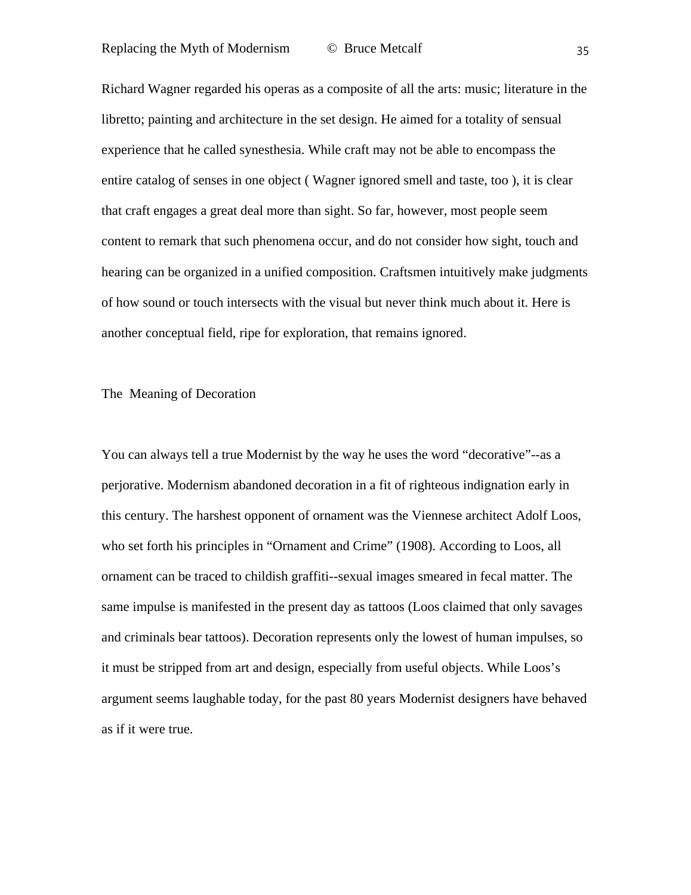Richard Wagner regarded his operas as a composite of all the arts: music; literature in the libretto; painting and architecture in the set design. He aimed for a totality of sensual experience that he called synesthesia. While craft may not be able to encompass the entire catalog of senses in one object ( Wagner ignored smell and taste, too ), it is clear that craft engages a great deal more than sight. So far, however, most people seem content to remark that such phenomena occur, and do not consider how sight, touch and hearing can be organized in a unified composition. Craftsmen intuitively make judgments of how sound or touch intersects with the visual but never think much about it. Here is another conceptual field, ripe for exploration, that remains ignored.

## The Meaning of Decoration

You can always tell a true Modernist by the way he uses the word “decorative”--as a perjorative. Modernism abandoned decoration in a fit of righteous indignation early in this century. The harshest opponent of ornament was the Viennese architect Adolf Loos, who set forth his principles in “Ornament and Crime” (1908). According to Loos, all ornament can be traced to childish graffiti--sexual images smeared in fecal matter. The same impulse is manifested in the present day as tattoos (Loos claimed that only savages and criminals bear tattoos). Decoration represents only the lowest of human impulses, so it must be stripped from art and design, especially from useful objects. While Loos’s argument seems laughable today, for the past 80 years Modernist designers have behaved as if it were true.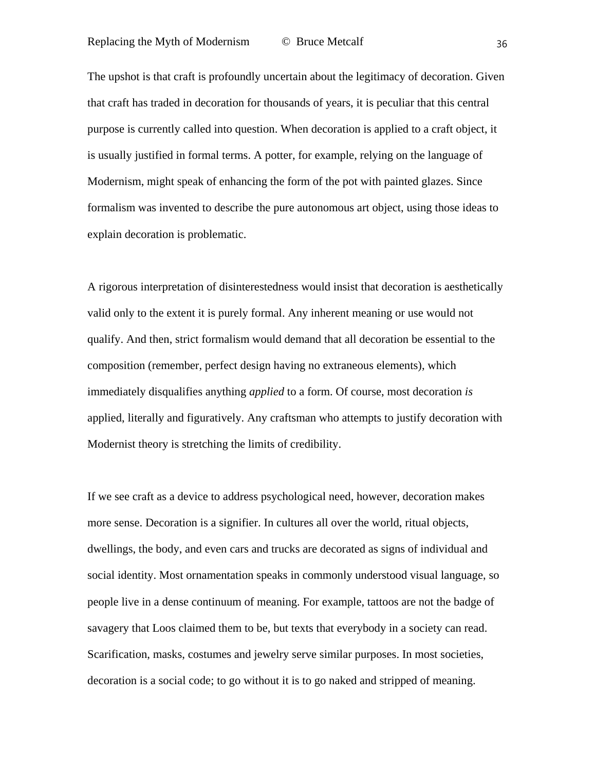The upshot is that craft is profoundly uncertain about the legitimacy of decoration. Given that craft has traded in decoration for thousands of years, it is peculiar that this central purpose is currently called into question. When decoration is applied to a craft object, it is usually justified in formal terms. A potter, for example, relying on the language of Modernism, might speak of enhancing the form of the pot with painted glazes. Since formalism was invented to describe the pure autonomous art object, using those ideas to explain decoration is problematic.

A rigorous interpretation of disinterestedness would insist that decoration is aesthetically valid only to the extent it is purely formal. Any inherent meaning or use would not qualify. And then, strict formalism would demand that all decoration be essential to the composition (remember, perfect design having no extraneous elements), which immediately disqualifies anything *applied* to a form. Of course, most decoration *is* applied, literally and figuratively. Any craftsman who attempts to justify decoration with Modernist theory is stretching the limits of credibility.

If we see craft as a device to address psychological need, however, decoration makes more sense. Decoration is a signifier. In cultures all over the world, ritual objects, dwellings, the body, and even cars and trucks are decorated as signs of individual and social identity. Most ornamentation speaks in commonly understood visual language, so people live in a dense continuum of meaning. For example, tattoos are not the badge of savagery that Loos claimed them to be, but texts that everybody in a society can read. Scarification, masks, costumes and jewelry serve similar purposes. In most societies, decoration is a social code; to go without it is to go naked and stripped of meaning.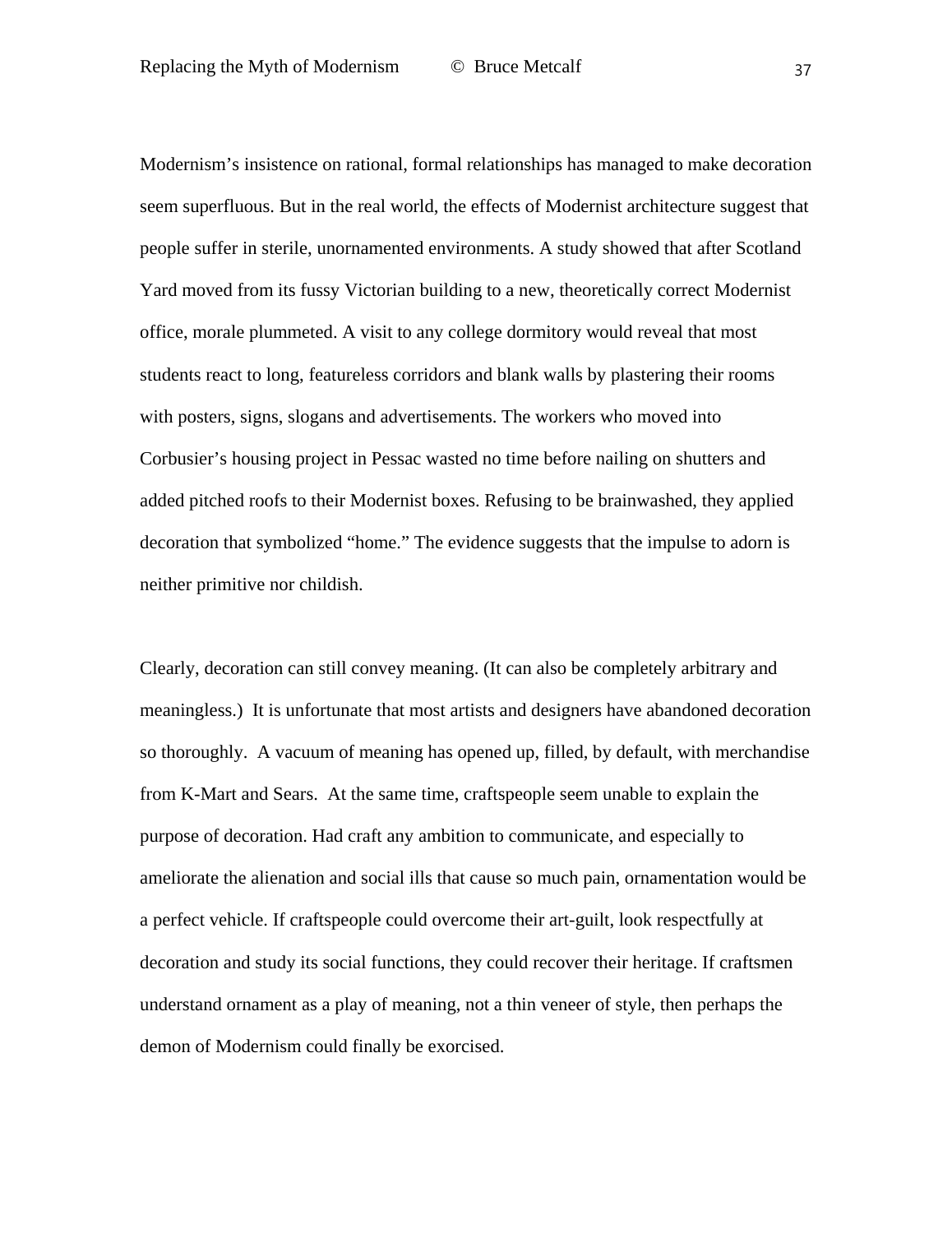Modernism’s insistence on rational, formal relationships has managed to make decoration seem superfluous. But in the real world, the effects of Modernist architecture suggest that people suffer in sterile, unornamented environments. A study showed that after Scotland Yard moved from its fussy Victorian building to a new, theoretically correct Modernist office, morale plummeted. A visit to any college dormitory would reveal that most students react to long, featureless corridors and blank walls by plastering their rooms with posters, signs, slogans and advertisements. The workers who moved into Corbusier’s housing project in Pessac wasted no time before nailing on shutters and added pitched roofs to their Modernist boxes. Refusing to be brainwashed, they applied decoration that symbolized “home.” The evidence suggests that the impulse to adorn is neither primitive nor childish.

Clearly, decoration can still convey meaning. (It can also be completely arbitrary and meaningless.)  It is unfortunate that most artists and designers have abandoned decoration so thoroughly.  A vacuum of meaning has opened up, filled, by default, with merchandise from K-Mart and Sears.  At the same time, craftspeople seem unable to explain the purpose of decoration. Had craft any ambition to communicate, and especially to ameliorate the alienation and social ills that cause so much pain, ornamentation would be a perfect vehicle. If craftspeople could overcome their art-guilt, look respectfully at decoration and study its social functions, they could recover their heritage. If craftsmen understand ornament as a play of meaning, not a thin veneer of style, then perhaps the demon of Modernism could finally be exorcised.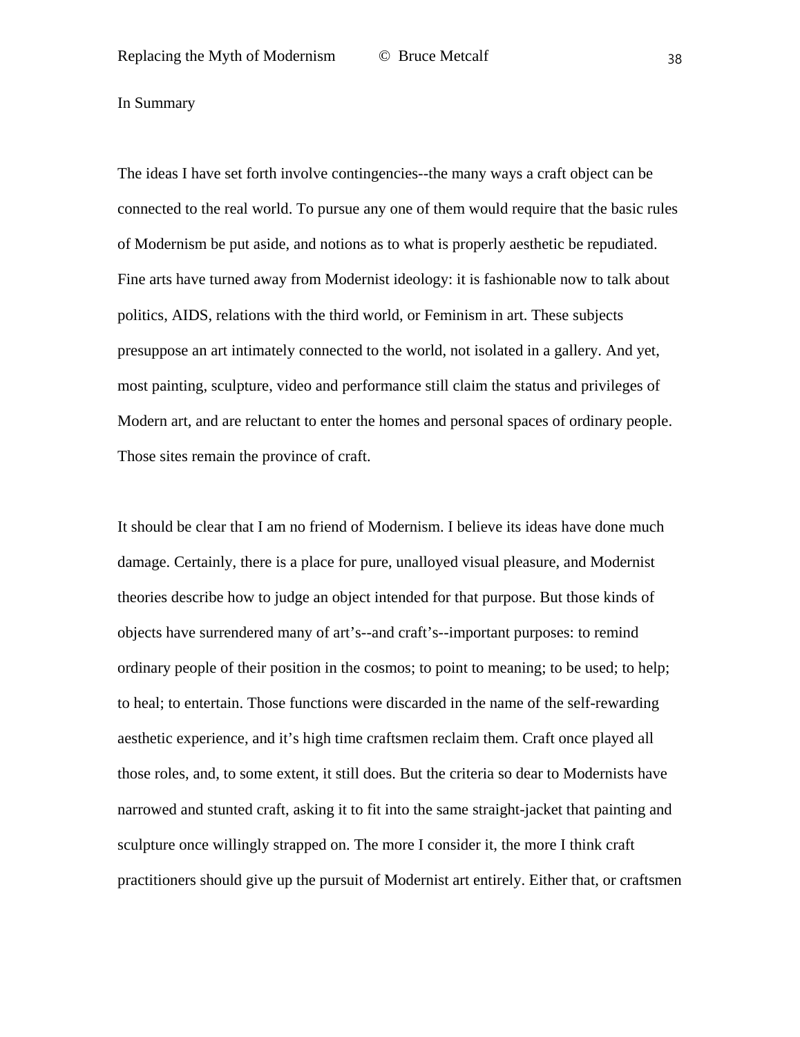## In Summary

The ideas I have set forth involve contingencies--the many ways a craft object can be connected to the real world. To pursue any one of them would require that the basic rules of Modernism be put aside, and notions as to what is properly aesthetic be repudiated. Fine arts have turned away from Modernist ideology: it is fashionable now to talk about politics, AIDS, relations with the third world, or Feminism in art. These subjects presuppose an art intimately connected to the world, not isolated in a gallery. And yet, most painting, sculpture, video and performance still claim the status and privileges of Modern art, and are reluctant to enter the homes and personal spaces of ordinary people. Those sites remain the province of craft.

It should be clear that I am no friend of Modernism. I believe its ideas have done much damage. Certainly, there is a place for pure, unalloyed visual pleasure, and Modernist theories describe how to judge an object intended for that purpose. But those kinds of objects have surrendered many of art's--and craft's--important purposes: to remind ordinary people of their position in the cosmos; to point to meaning; to be used; to help; to heal; to entertain. Those functions were discarded in the name of the self-rewarding aesthetic experience, and it's high time craftsmen reclaim them. Craft once played all those roles, and, to some extent, it still does. But the criteria so dear to Modernists have narrowed and stunted craft, asking it to fit into the same straight-jacket that painting and sculpture once willingly strapped on. The more I consider it, the more I think craft practitioners should give up the pursuit of Modernist art entirely. Either that, or craftsmen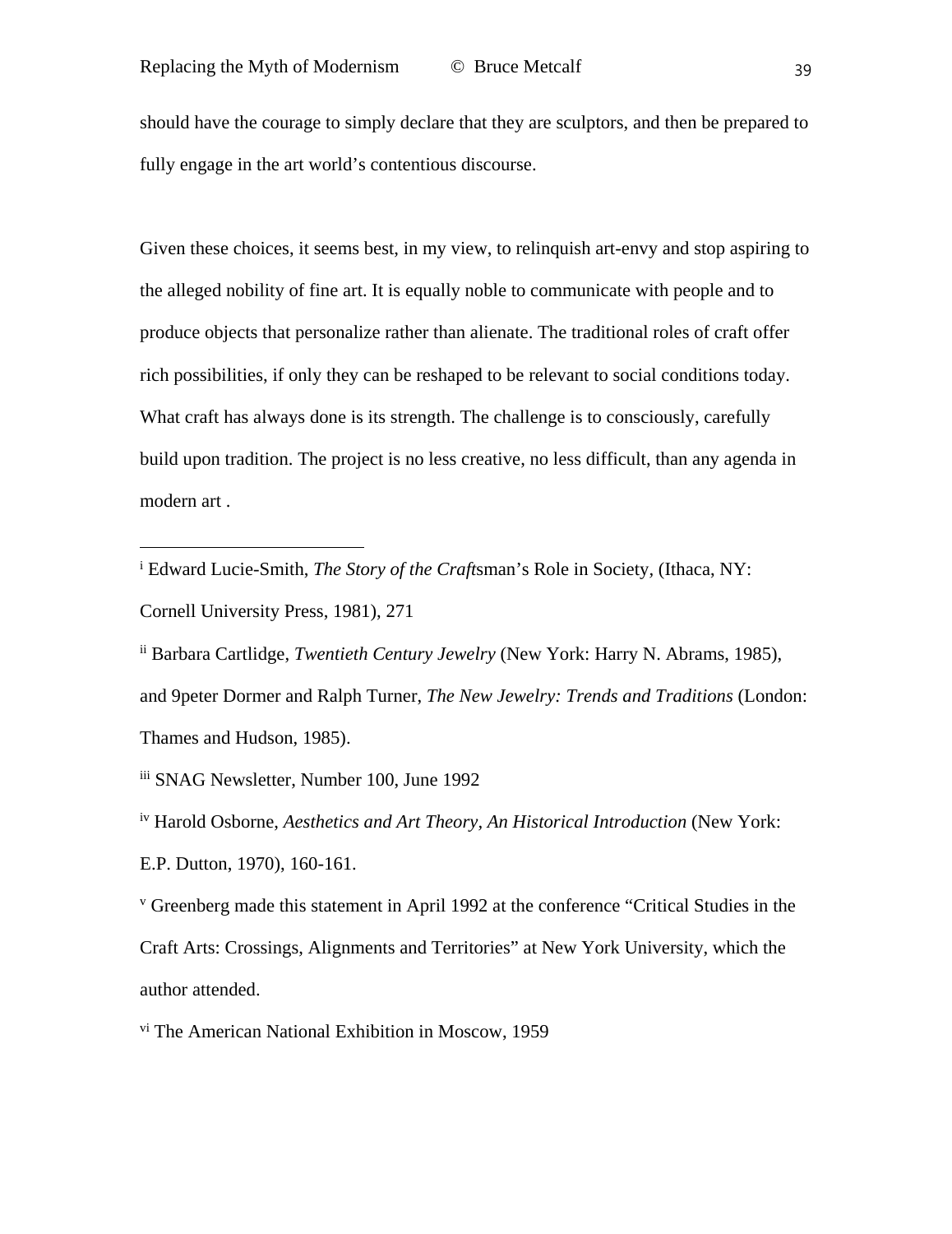should have the courage to simply declare that they are sculptors, and then be prepared to fully engage in the art world's contentious discourse.

Given these choices, it seems best, in my view, to relinquish art-envy and stop aspiring to the alleged nobility of fine art. It is equally noble to communicate with people and to produce objects that personalize rather than alienate. The traditional roles of craft offer rich possibilities, if only they can be reshaped to be relevant to social conditions today. What craft has always done is its strength. The challenge is to consciously, carefully build upon tradition. The project is no less creative, no less difficult, than any agenda in modern art .

---

[i] Edward Lucie-Smith, *The Story of the Craft*sman's Role in Society, (Ithaca, NY: Cornell University Press, 1981), 271

[ii] Barbara Cartlidge, *Twentieth Century Jewelry* (New York: Harry N. Abrams, 1985), and 9peter Dormer and Ralph Turner, *The New Jewelry: Trends and Traditions* (London: Thames and Hudson, 1985).

[iii] SNAG Newsletter, Number 100, June 1992

[iv] Harold Osborne, *Aesthetics and Art Theory, An Historical Introduction* (New York: E.P. Dutton, 1970), 160-161.

[v] Greenberg made this statement in April 1992 at the conference "Critical Studies in the Craft Arts: Crossings, Alignments and Territories" at New York University, which the author attended.

[vi] The American National Exhibition in Moscow, 1959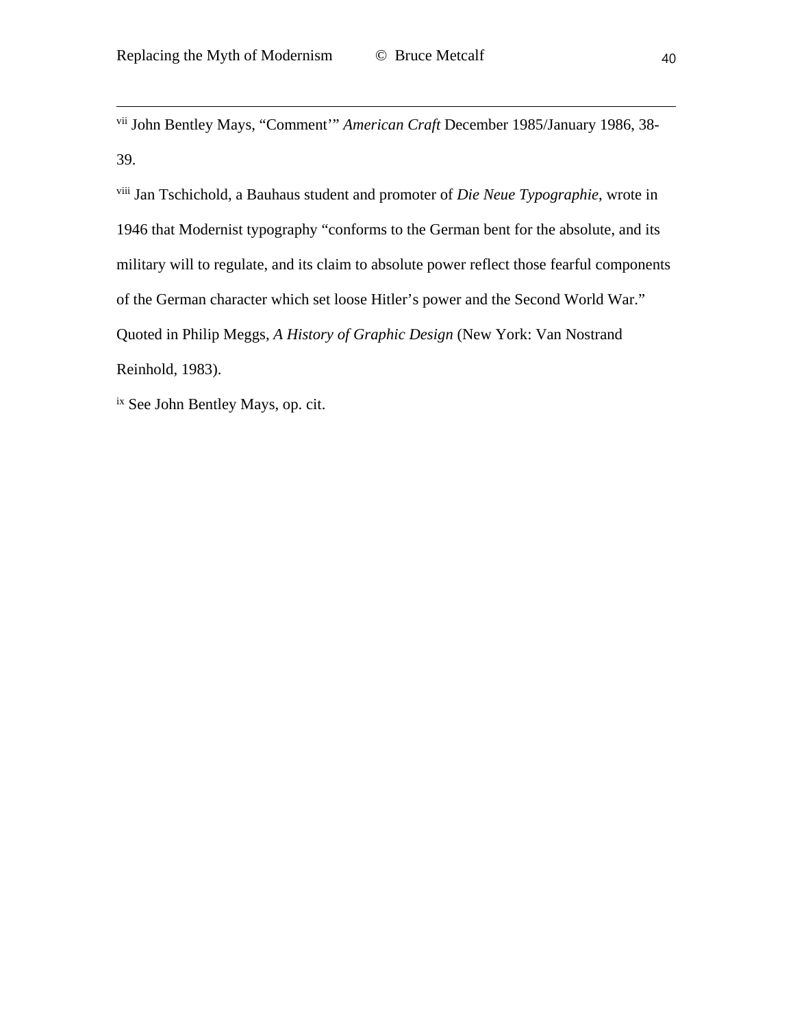[vii] John Bentley Mays, “Comment’” *American Craft* December 1985/January 1986, 38-39.

[viii] Jan Tschichold, a Bauhaus student and promoter of *Die Neue Typographie*, wrote in 1946 that Modernist typography “conforms to the German bent for the absolute, and its military will to regulate, and its claim to absolute power reflect those fearful components of the German character which set loose Hitler’s power and the Second World War.” Quoted in Philip Meggs, *A History of Graphic Design* (New York: Van Nostrand Reinhold, 1983).

[ix] See John Bentley Mays, op. cit.